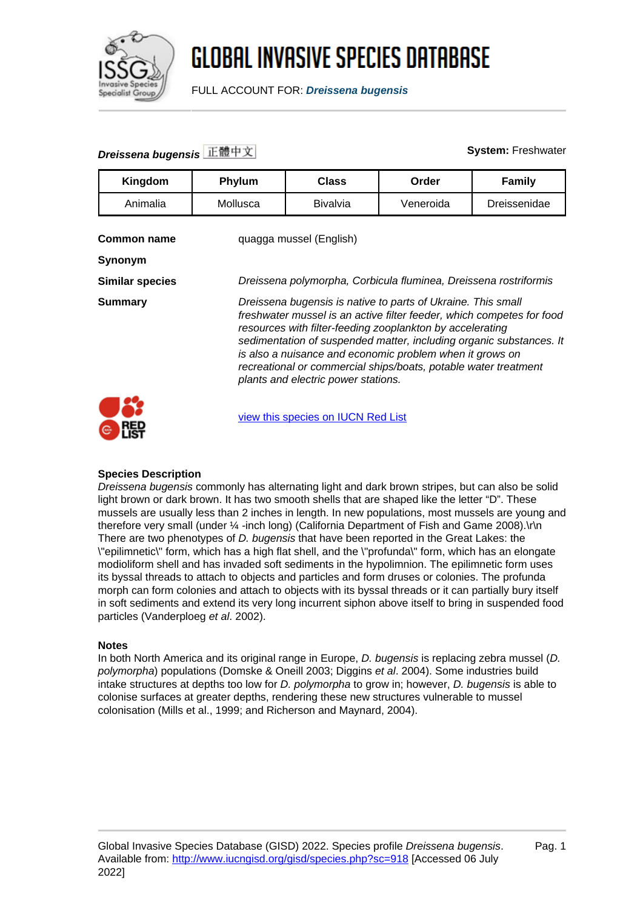# GLOBAL INVASIVE SPECIES DATABASE

FULL ACCOUNT FOR: ***Dreissena bugensis***

***Dreissena bugensis*** 正體中文 **System:** Freshwater

| Kingdom | Phylum | Class | Order | Family |
|---|---|---|---|---|
| Animalia | Mollusca | Bivalvia | Veneroida | Dreissenidae |

**Common name** quagga mussel (English)

**Synonym**

**Similar species** *Dreissena polymorpha, Corbicula fluminea, Dreissena rostriformis*

**Summary** *Dreissena bugensis is native to parts of Ukraine. This small freshwater mussel is an active filter feeder, which competes for food resources with filter-feeding zooplankton by accelerating sedimentation of suspended matter, including organic substances. It is also a nuisance and economic problem when it grows on recreational or commercial ships/boats, potable water treatment plants and electric power stations.*

[view this species on IUCN Red List]

### Species Description

*Dreissena bugensis* commonly has alternating light and dark brown stripes, but can also be solid light brown or dark brown. It has two smooth shells that are shaped like the letter "D". These mussels are usually less than 2 inches in length. In new populations, most mussels are young and therefore very small (under ¼ -inch long) (California Department of Fish and Game 2008).\r\n There are two phenotypes of *D. bugensis* that have been reported in the Great Lakes: the \"epilimnetic\" form, which has a high flat shell, and the \"profunda\" form, which has an elongate modioliform shell and has invaded soft sediments in the hypolimnion. The epilimnetic form uses its byssal threads to attach to objects and particles and form druses or colonies. The profunda morph can form colonies and attach to objects with its byssal threads or it can partially bury itself in soft sediments and extend its very long incurrent siphon above itself to bring in suspended food particles (Vanderploeg *et al*. 2002).

### Notes

In both North America and its original range in Europe, *D. bugensis* is replacing zebra mussel (*D. polymorpha*) populations (Domske & Oneill 2003; Diggins *et al*. 2004). Some industries build intake structures at depths too low for *D. polymorpha* to grow in; however, *D. bugensis* is able to colonise surfaces at greater depths, rendering these new structures vulnerable to mussel colonisation (Mills et al., 1999; and Richerson and Maynard, 2004).

Global Invasive Species Database (GISD) 2022. Species profile *Dreissena bugensis*. Available from: http://www.iucngisd.org/gisd/species.php?sc=918 [Accessed 06 July 2022]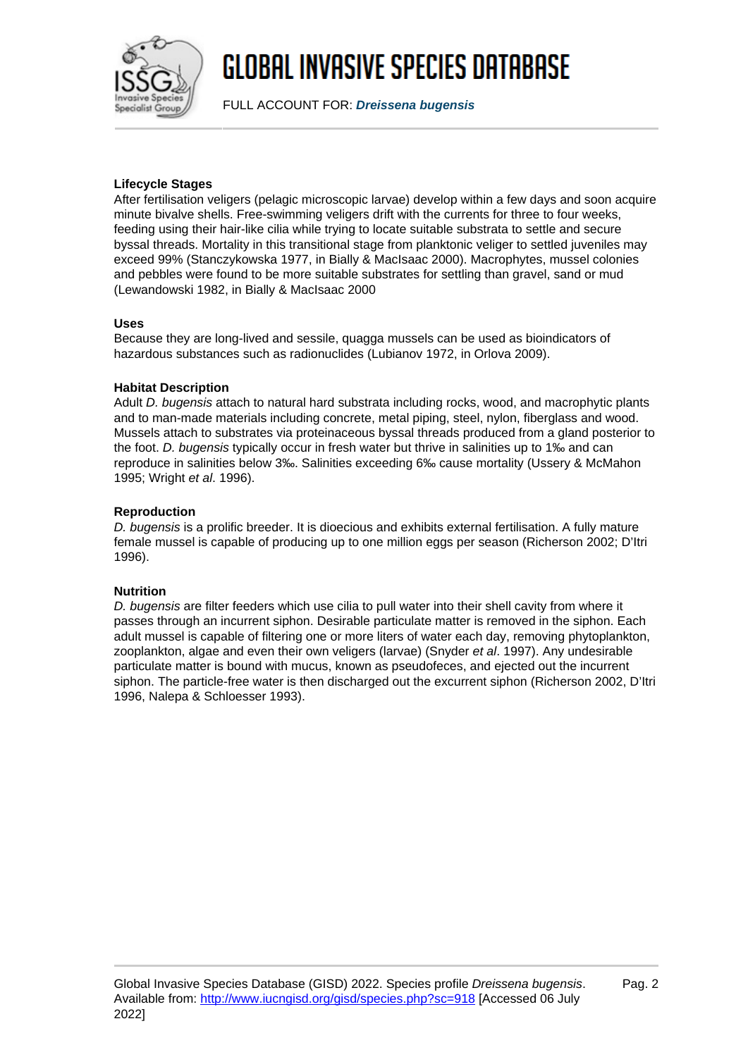### Lifecycle Stages

After fertilisation veligers (pelagic microscopic larvae) develop within a few days and soon acquire minute bivalve shells. Free-swimming veligers drift with the currents for three to four weeks, feeding using their hair-like cilia while trying to locate suitable substrata to settle and secure byssal threads. Mortality in this transitional stage from planktonic veliger to settled juveniles may exceed 99% (Stanczykowska 1977, in Bially & MacIsaac 2000). Macrophytes, mussel colonies and pebbles were found to be more suitable substrates for settling than gravel, sand or mud (Lewandowski 1982, in Bially & MacIsaac 2000

### Uses

Because they are long-lived and sessile, quagga mussels can be used as bioindicators of hazardous substances such as radionuclides (Lubianov 1972, in Orlova 2009).

### Habitat Description

Adult *D. bugensis* attach to natural hard substrata including rocks, wood, and macrophytic plants and to man-made materials including concrete, metal piping, steel, nylon, fiberglass and wood. Mussels attach to substrates via proteinaceous byssal threads produced from a gland posterior to the foot. *D. bugensis* typically occur in fresh water but thrive in salinities up to 1‰ and can reproduce in salinities below 3‰. Salinities exceeding 6‰ cause mortality (Ussery & McMahon 1995; Wright *et al*. 1996).

### Reproduction

*D. bugensis* is a prolific breeder. It is dioecious and exhibits external fertilisation. A fully mature female mussel is capable of producing up to one million eggs per season (Richerson 2002; D'Itri 1996).

### Nutrition

*D. bugensis* are filter feeders which use cilia to pull water into their shell cavity from where it passes through an incurrent siphon. Desirable particulate matter is removed in the siphon. Each adult mussel is capable of filtering one or more liters of water each day, removing phytoplankton, zooplankton, algae and even their own veligers (larvae) (Snyder *et al*. 1997). Any undesirable particulate matter is bound with mucus, known as pseudofeces, and ejected out the incurrent siphon. The particle-free water is then discharged out the excurrent siphon (Richerson 2002, D'Itri 1996, Nalepa & Schloesser 1993).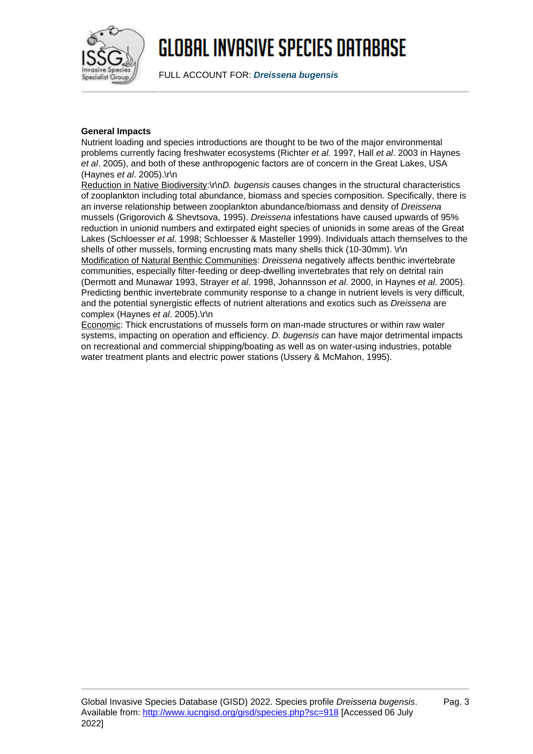**General Impacts**

Nutrient loading and species introductions are thought to be two of the major environmental problems currently facing freshwater ecosystems (Richter *et al*. 1997, Hall *et al*. 2003 in Haynes *et al*. 2005), and both of these anthropogenic factors are of concern in the Great Lakes, USA (Haynes *et al*. 2005).\r\n

Reduction in Native Biodiversity:\r\n*D. bugensis* causes changes in the structural characteristics of zooplankton including total abundance, biomass and species composition. Specifically, there is an inverse relationship between zooplankton abundance/biomass and density of *Dreissena* mussels (Grigorovich & Shevtsova, 1995). *Dreissena* infestations have caused upwards of 95% reduction in unionid numbers and extirpated eight species of unionids in some areas of the Great Lakes (Schloesser *et al*. 1998; Schloesser & Masteller 1999). Individuals attach themselves to the shells of other mussels, forming encrusting mats many shells thick (10-30mm). \r\n

Modification of Natural Benthic Communities: *Dreissena* negatively affects benthic invertebrate communities, especially filter-feeding or deep-dwelling invertebrates that rely on detrital rain (Dermott and Munawar 1993, Strayer *et al*. 1998, Johannsson *et al*. 2000, in Haynes *et al*. 2005). Predicting benthic invertebrate community response to a change in nutrient levels is very difficult, and the potential synergistic effects of nutrient alterations and exotics such as *Dreissena* are complex (Haynes *et al*. 2005).\r\n

Economic: Thick encrustations of mussels form on man-made structures or within raw water systems, impacting on operation and efficiency. *D. bugensis* can have major detrimental impacts on recreational and commercial shipping/boating as well as on water-using industries, potable water treatment plants and electric power stations (Ussery & McMahon, 1995).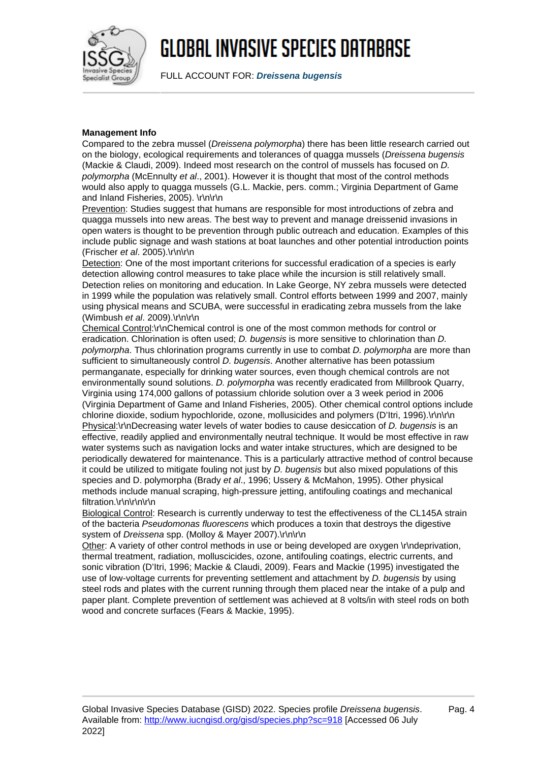**Management Info**

Compared to the zebra mussel (*Dreissena polymorpha*) there has been little research carried out on the biology, ecological requirements and tolerances of quagga mussels (*Dreissena bugensis* (Mackie & Claudi, 2009). Indeed most research on the control of mussels has focused on *D. polymorpha* (McEnnulty *et al*., 2001). However it is thought that most of the control methods would also apply to quagga mussels (G.L. Mackie, pers. comm.; Virginia Department of Game and Inland Fisheries, 2005). \r\n\r\n

Prevention: Studies suggest that humans are responsible for most introductions of zebra and quagga mussels into new areas. The best way to prevent and manage dreissenid invasions in open waters is thought to be prevention through public outreach and education. Examples of this include public signage and wash stations at boat launches and other potential introduction points (Frischer *et al*. 2005).\r\n\r\n

Detection: One of the most important criterions for successful eradication of a species is early detection allowing control measures to take place while the incursion is still relatively small. Detection relies on monitoring and education. In Lake George, NY zebra mussels were detected in 1999 while the population was relatively small. Control efforts between 1999 and 2007, mainly using physical means and SCUBA, were successful in eradicating zebra mussels from the lake (Wimbush *et al*. 2009).\r\n\r\n

Chemical Control:\r\nChemical control is one of the most common methods for control or eradication. Chlorination is often used; *D. bugensis* is more sensitive to chlorination than *D. polymorpha*. Thus chlorination programs currently in use to combat *D. polymorpha* are more than sufficient to simultaneously control *D. bugensis*. Another alternative has been potassium permanganate, especially for drinking water sources, even though chemical controls are not environmentally sound solutions. *D. polymorpha* was recently eradicated from Millbrook Quarry, Virginia using 174,000 gallons of potassium chloride solution over a 3 week period in 2006 (Virginia Department of Game and Inland Fisheries, 2005). Other chemical control options include chlorine dioxide, sodium hypochloride, ozone, mollusicides and polymers (D'Itri, 1996).\r\n\r\n

Physical:\r\nDecreasing water levels of water bodies to cause desiccation of *D. bugensis* is an effective, readily applied and environmentally neutral technique. It would be most effective in raw water systems such as navigation locks and water intake structures, which are designed to be periodically dewatered for maintenance. This is a particularly attractive method of control because it could be utilized to mitigate fouling not just by *D. bugensis* but also mixed populations of this species and D. polymorpha (Brady *et al*., 1996; Ussery & McMahon, 1995). Other physical methods include manual scraping, high-pressure jetting, antifouling coatings and mechanical filtration.\r\n\r\n\r\n

Biological Control: Research is currently underway to test the effectiveness of the CL145A strain of the bacteria *Pseudomonas fluorescens* which produces a toxin that destroys the digestive system of *Dreissena* spp. (Molloy & Mayer 2007).\r\n\r\n

Other: A variety of other control methods in use or being developed are oxygen \r\ndeprivation, thermal treatment, radiation, molluscicides, ozone, antifouling coatings, electric currents, and sonic vibration (D'Itri, 1996; Mackie & Claudi, 2009). Fears and Mackie (1995) investigated the use of low-voltage currents for preventing settlement and attachment by *D. bugensis* by using steel rods and plates with the current running through them placed near the intake of a pulp and paper plant. Complete prevention of settlement was achieved at 8 volts/in with steel rods on both wood and concrete surfaces (Fears & Mackie, 1995).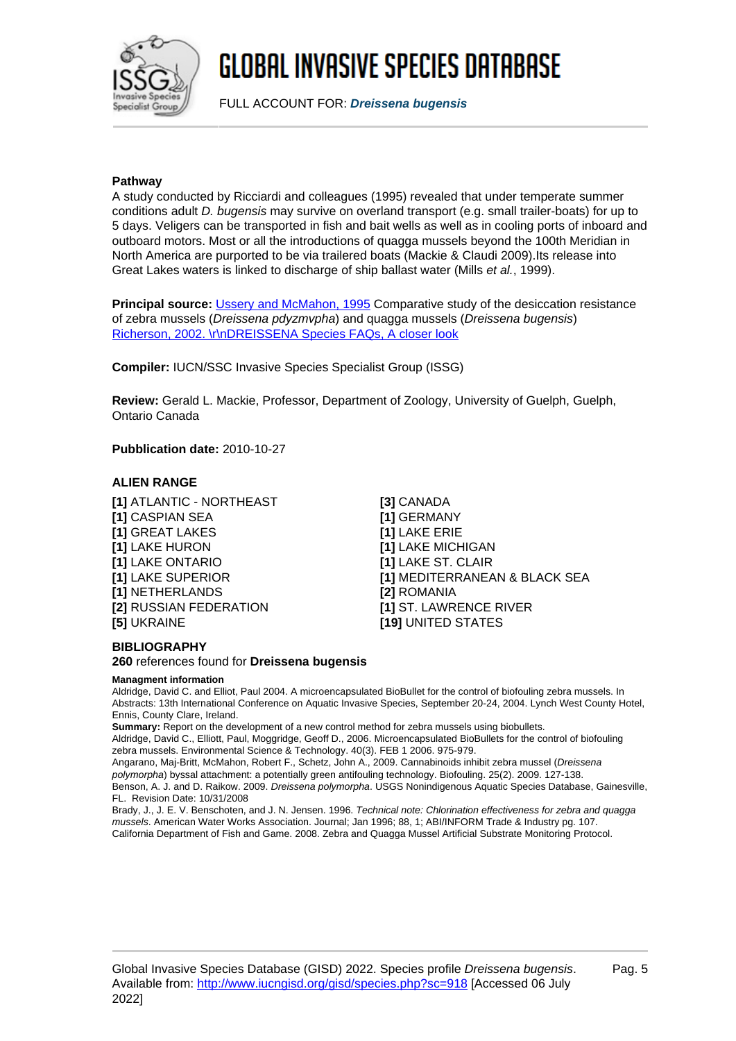**Pathway**

A study conducted by Ricciardi and colleagues (1995) revealed that under temperate summer conditions adult *D. bugensis* may survive on overland transport (e.g. small trailer-boats) for up to 5 days. Veligers can be transported in fish and bait wells as well as in cooling ports of inboard and outboard motors. Most or all the introductions of quagga mussels beyond the 100th Meridian in North America are purported to be via trailered boats (Mackie & Claudi 2009).Its release into Great Lakes waters is linked to discharge of ship ballast water (Mills *et al.*, 1999).

**Principal source:** Ussery and McMahon, 1995 Comparative study of the desiccation resistance of zebra mussels (*Dreissena pdyzmvpha*) and quagga mussels (*Dreissena bugensis*) Richerson, 2002. \r\nDREISSENA Species FAQs, A closer look

**Compiler:** IUCN/SSC Invasive Species Specialist Group (ISSG)

**Review:** Gerald L. Mackie, Professor, Department of Zoology, University of Guelph, Guelph, Ontario Canada

**Pubblication date:** 2010-10-27

### ALIEN RANGE

- [1] ATLANTIC - NORTHEAST
- [1] CASPIAN SEA
- [1] GREAT LAKES
- [1] LAKE HURON
- [1] LAKE ONTARIO
- [1] LAKE SUPERIOR
- [1] NETHERLANDS
- [2] RUSSIAN FEDERATION
- [5] UKRAINE
- [3] CANADA
- [1] GERMANY
- [1] LAKE ERIE
- [1] LAKE MICHIGAN
- [1] LAKE ST. CLAIR
- [1] MEDITERRANEAN & BLACK SEA
- [2] ROMANIA
- [1] ST. LAWRENCE RIVER
- [19] UNITED STATES

### BIBLIOGRAPHY

**260** references found for **Dreissena bugensis**

**Managment information**

Aldridge, David C. and Elliot, Paul 2004. A microencapsulated BioBullet for the control of biofouling zebra mussels. In Abstracts: 13th International Conference on Aquatic Invasive Species, September 20-24, 2004. Lynch West County Hotel, Ennis, County Clare, Ireland.

**Summary:** Report on the development of a new control method for zebra mussels using biobullets.

Aldridge, David C., Elliott, Paul, Moggridge, Geoff D., 2006. Microencapsulated BioBullets for the control of biofouling zebra mussels. Environmental Science & Technology. 40(3). FEB 1 2006. 975-979.

Angarano, Maj-Britt, McMahon, Robert F., Schetz, John A., 2009. Cannabinoids inhibit zebra mussel (*Dreissena polymorpha*) byssal attachment: a potentially green antifouling technology. Biofouling. 25(2). 2009. 127-138.

Benson, A. J. and D. Raikow. 2009. *Dreissena polymorpha*. USGS Nonindigenous Aquatic Species Database, Gainesville, FL. Revision Date: 10/31/2008

Brady, J., J. E. V. Benschoten, and J. N. Jensen. 1996. *Technical note: Chlorination effectiveness for zebra and quagga mussels*. American Water Works Association. Journal; Jan 1996; 88, 1; ABI/INFORM Trade & Industry pg. 107.

California Department of Fish and Game. 2008. Zebra and Quagga Mussel Artificial Substrate Monitoring Protocol.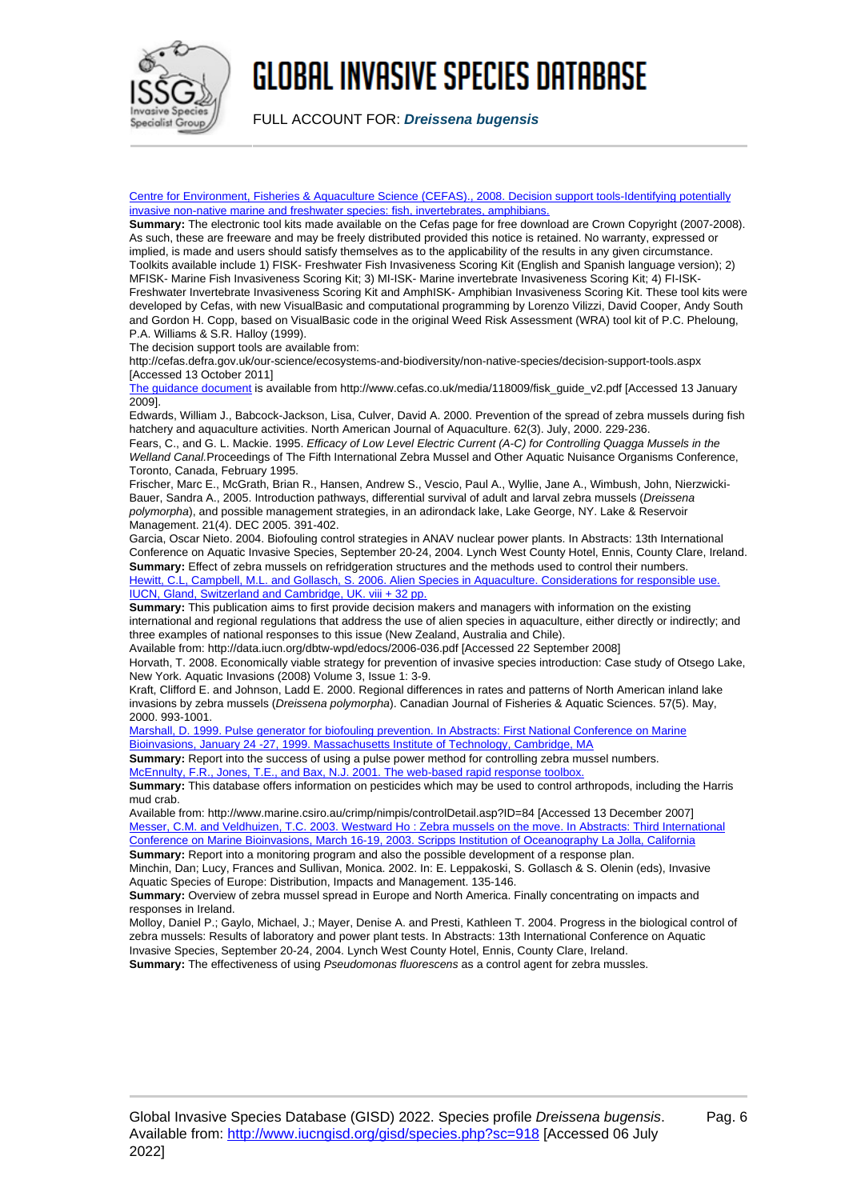[Centre for Environment, Fisheries & Aquaculture Science (CEFAS)., 2008. Decision support tools-Identifying potentially invasive non-native marine and freshwater species: fish, invertebrates, amphibians.]

**Summary:** The electronic tool kits made available on the Cefas page for free download are Crown Copyright (2007-2008). As such, these are freeware and may be freely distributed provided this notice is retained. No warranty, expressed or implied, is made and users should satisfy themselves as to the applicability of the results in any given circumstance. Toolkits available include 1) FISK- Freshwater Fish Invasiveness Scoring Kit (English and Spanish language version); 2) MFISK- Marine Fish Invasiveness Scoring Kit; 3) MI-ISK- Marine invertebrate Invasiveness Scoring Kit; 4) FI-ISK- Freshwater Invertebrate Invasiveness Scoring Kit and AmphISK- Amphibian Invasiveness Scoring Kit. These tool kits were developed by Cefas, with new VisualBasic and computational programming by Lorenzo Vilizzi, David Cooper, Andy South and Gordon H. Copp, based on VisualBasic code in the original Weed Risk Assessment (WRA) tool kit of P.C. Pheloung, P.A. Williams & S.R. Halloy (1999).

The decision support tools are available from:

http://cefas.defra.gov.uk/our-science/ecosystems-and-biodiversity/non-native-species/decision-support-tools.aspx [Accessed 13 October 2011]

The guidance document is available from http://www.cefas.co.uk/media/118009/fisk_guide_v2.pdf [Accessed 13 January 2009].

Edwards, William J., Babcock-Jackson, Lisa, Culver, David A. 2000. Prevention of the spread of zebra mussels during fish hatchery and aquaculture activities. North American Journal of Aquaculture. 62(3). July, 2000. 229-236.

Fears, C., and G. L. Mackie. 1995. *Efficacy of Low Level Electric Current (A-C) for Controlling Quagga Mussels in the Welland Canal.* Proceedings of The Fifth International Zebra Mussel and Other Aquatic Nuisance Organisms Conference, Toronto, Canada, February 1995.

Frischer, Marc E., McGrath, Brian R., Hansen, Andrew S., Vescio, Paul A., Wyllie, Jane A., Wimbush, John, Nierzwicki-Bauer, Sandra A., 2005. Introduction pathways, differential survival of adult and larval zebra mussels (*Dreissena polymorpha*), and possible management strategies, in an adirondack lake, Lake George, NY. Lake & Reservoir Management. 21(4). DEC 2005. 391-402.

Garcia, Oscar Nieto. 2004. Biofouling control strategies in ANAV nuclear power plants. In Abstracts: 13th International Conference on Aquatic Invasive Species, September 20-24, 2004. Lynch West County Hotel, Ennis, County Clare, Ireland.

**Summary:** Effect of zebra mussels on refridgeration structures and the methods used to control their numbers.

[Hewitt, C.L, Campbell, M.L. and Gollasch, S. 2006. Alien Species in Aquaculture. Considerations for responsible use. IUCN, Gland, Switzerland and Cambridge, UK. viii + 32 pp.]

**Summary:** This publication aims to first provide decision makers and managers with information on the existing international and regional regulations that address the use of alien species in aquaculture, either directly or indirectly; and three examples of national responses to this issue (New Zealand, Australia and Chile).

Available from: http://data.iucn.org/dbtw-wpd/edocs/2006-036.pdf [Accessed 22 September 2008]

Horvath, T. 2008. Economically viable strategy for prevention of invasive species introduction: Case study of Otsego Lake, New York. Aquatic Invasions (2008) Volume 3, Issue 1: 3-9.

Kraft, Clifford E. and Johnson, Ladd E. 2000. Regional differences in rates and patterns of North American inland lake invasions by zebra mussels (*Dreissena polymorpha*). Canadian Journal of Fisheries & Aquatic Sciences. 57(5). May, 2000. 993-1001.

[Marshall, D. 1999. Pulse generator for biofouling prevention. In Abstracts: First National Conference on Marine Bioinvasions, January 24 -27, 1999. Massachusetts Institute of Technology, Cambridge, MA]

**Summary:** Report into the success of using a pulse power method for controlling zebra mussel numbers.

[McEnnulty, F.R., Jones, T.E., and Bax, N.J. 2001. The web-based rapid response toolbox.]

**Summary:** This database offers information on pesticides which may be used to control arthropods, including the Harris mud crab.

Available from: http://www.marine.csiro.au/crimp/nimpis/controlDetail.asp?ID=84 [Accessed 13 December 2007]

[Messer, C.M. and Veldhuizen, T.C. 2003. Westward Ho : Zebra mussels on the move. In Abstracts: Third International Conference on Marine Bioinvasions, March 16-19, 2003. Scripps Institution of Oceanography La Jolla, California]

**Summary:** Report into a monitoring program and also the possible development of a response plan.

Minchin, Dan; Lucy, Frances and Sullivan, Monica. 2002. In: E. Leppakoski, S. Gollasch & S. Olenin (eds), Invasive Aquatic Species of Europe: Distribution, Impacts and Management. 135-146.

**Summary:** Overview of zebra mussel spread in Europe and North America. Finally concentrating on impacts and responses in Ireland.

Molloy, Daniel P.; Gaylo, Michael, J.; Mayer, Denise A. and Presti, Kathleen T. 2004. Progress in the biological control of zebra mussels: Results of laboratory and power plant tests. In Abstracts: 13th International Conference on Aquatic Invasive Species, September 20-24, 2004. Lynch West County Hotel, Ennis, County Clare, Ireland.

**Summary:** The effectiveness of using *Pseudomonas fluorescens* as a control agent for zebra mussles.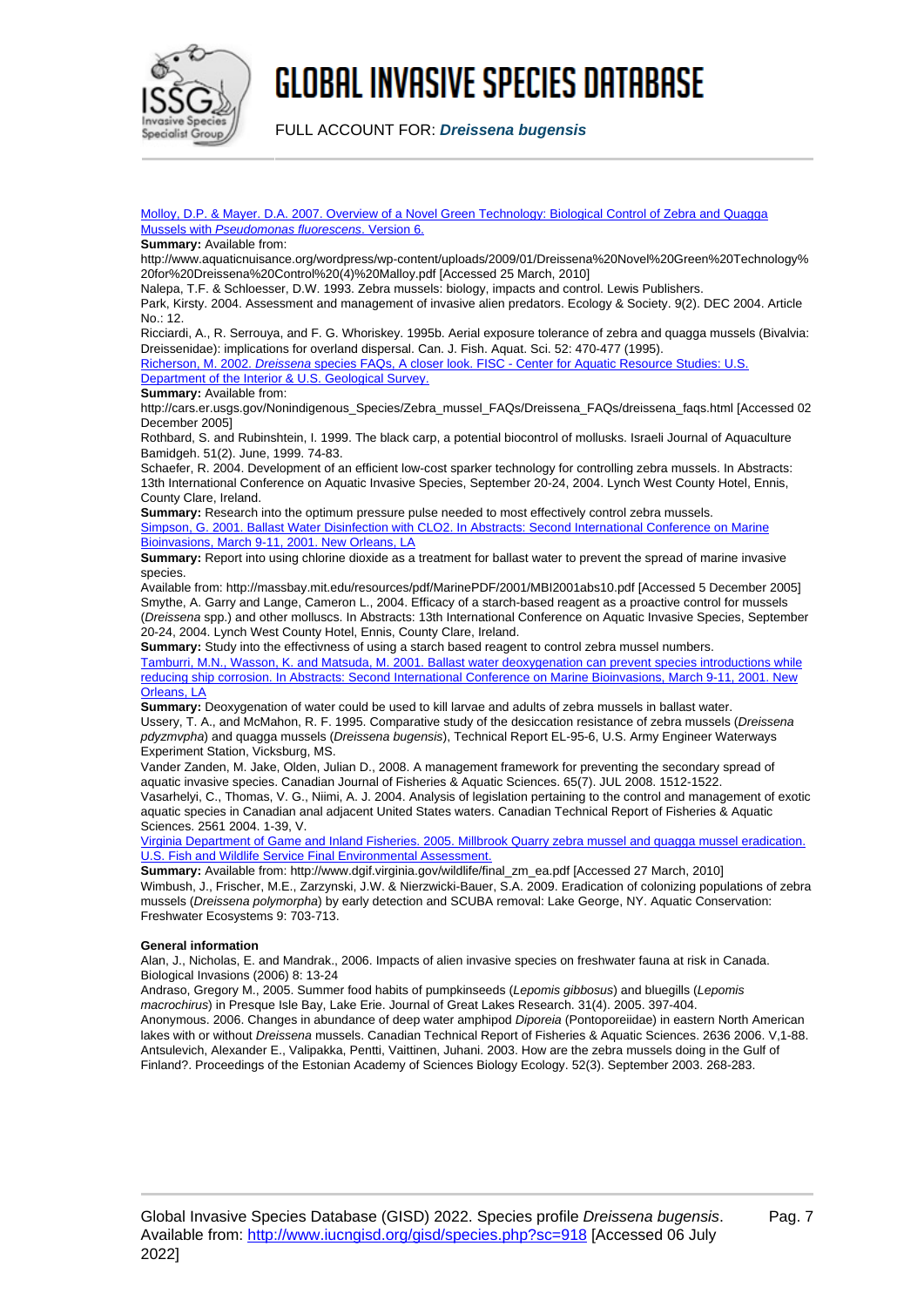Molloy, D.P. & Mayer. D.A. 2007. Overview of a Novel Green Technology: Biological Control of Zebra and Quagga Mussels with *Pseudomonas fluorescens*. Version 6.

**Summary:** Available from:

http://www.aquaticnuisance.org/wordpress/wp-content/uploads/2009/01/Dreissena%20Novel%20Green%20Technology%20for%20Dreissena%20Control%20(4)%20Malloy.pdf [Accessed 25 March, 2010]

Nalepa, T.F. & Schloesser, D.W. 1993. Zebra mussels: biology, impacts and control. Lewis Publishers.

Park, Kirsty. 2004. Assessment and management of invasive alien predators. Ecology & Society. 9(2). DEC 2004. Article No.: 12.

Ricciardi, A., R. Serrouya, and F. G. Whoriskey. 1995b. Aerial exposure tolerance of zebra and quagga mussels (Bivalvia: Dreissenidae): implications for overland dispersal. Can. J. Fish. Aquat. Sci. 52: 470-477 (1995).

Richerson, M. 2002. *Dreissena* species FAQs, A closer look. FISC - Center for Aquatic Resource Studies: U.S. Department of the Interior & U.S. Geological Survey.

**Summary:** Available from:

http://cars.er.usgs.gov/Nonindigenous_Species/Zebra_mussel_FAQs/Dreissena_FAQs/dreissena_faqs.html [Accessed 02 December 2005]

Rothbard, S. and Rubinshtein, I. 1999. The black carp, a potential biocontrol of mollusks. Israeli Journal of Aquaculture Bamidgeh. 51(2). June, 1999. 74-83.

Schaefer, R. 2004. Development of an efficient low-cost sparker technology for controlling zebra mussels. In Abstracts: 13th International Conference on Aquatic Invasive Species, September 20-24, 2004. Lynch West County Hotel, Ennis, County Clare, Ireland.

**Summary:** Research into the optimum pressure pulse needed to most effectively control zebra mussels.

Simpson, G. 2001. Ballast Water Disinfection with CLO2. In Abstracts: Second International Conference on Marine Bioinvasions, March 9-11, 2001. New Orleans, LA

**Summary:** Report into using chlorine dioxide as a treatment for ballast water to prevent the spread of marine invasive species.

Available from: http://massbay.mit.edu/resources/pdf/MarinePDF/2001/MBI2001abs10.pdf [Accessed 5 December 2005]

Smythe, A. Garry and Lange, Cameron L., 2004. Efficacy of a starch-based reagent as a proactive control for mussels (*Dreissena* spp.) and other molluscs. In Abstracts: 13th International Conference on Aquatic Invasive Species, September 20-24, 2004. Lynch West County Hotel, Ennis, County Clare, Ireland.

**Summary:** Study into the effectivness of using a starch based reagent to control zebra mussel numbers.

Tamburri, M.N., Wasson, K. and Matsuda, M. 2001. Ballast water deoxygenation can prevent species introductions while reducing ship corrosion. In Abstracts: Second International Conference on Marine Bioinvasions, March 9-11, 2001. New Orleans, LA

**Summary:** Deoxygenation of water could be used to kill larvae and adults of zebra mussels in ballast water.

Ussery, T. A., and McMahon, R. F. 1995. Comparative study of the desiccation resistance of zebra mussels (*Dreissena pdyzmvpha*) and quagga mussels (*Dreissena bugensis*), Technical Report EL-95-6, U.S. Army Engineer Waterways Experiment Station, Vicksburg, MS.

Vander Zanden, M. Jake, Olden, Julian D., 2008. A management framework for preventing the secondary spread of aquatic invasive species. Canadian Journal of Fisheries & Aquatic Sciences. 65(7). JUL 2008. 1512-1522.

Vasarhelyi, C., Thomas, V. G., Niimi, A. J. 2004. Analysis of legislation pertaining to the control and management of exotic aquatic species in Canadian anal adjacent United States waters. Canadian Technical Report of Fisheries & Aquatic Sciences. 2561 2004. 1-39, V.

Virginia Department of Game and Inland Fisheries. 2005. Millbrook Quarry zebra mussel and quagga mussel eradication. U.S. Fish and Wildlife Service Final Environmental Assessment.

**Summary:** Available from: http://www.dgif.virginia.gov/wildlife/final_zm_ea.pdf [Accessed 27 March, 2010]

Wimbush, J., Frischer, M.E., Zarzynski, J.W. & Nierzwicki-Bauer, S.A. 2009. Eradication of colonizing populations of zebra mussels (*Dreissena polymorpha*) by early detection and SCUBA removal: Lake George, NY. Aquatic Conservation: Freshwater Ecosystems 9: 703-713.

**General information**

Alan, J., Nicholas, E. and Mandrak., 2006. Impacts of alien invasive species on freshwater fauna at risk in Canada. Biological Invasions (2006) 8: 13-24

Andraso, Gregory M., 2005. Summer food habits of pumpkinseeds (*Lepomis gibbosus*) and bluegills (*Lepomis macrochirus*) in Presque Isle Bay, Lake Erie. Journal of Great Lakes Research. 31(4). 2005. 397-404.

Anonymous. 2006. Changes in abundance of deep water amphipod *Diporeia* (Pontoporeiidae) in eastern North American lakes with or without *Dreissena* mussels. Canadian Technical Report of Fisheries & Aquatic Sciences. 2636 2006. V,1-88.

Antsulevich, Alexander E., Valipakka, Pentti, Vaittinen, Juhani. 2003. How are the zebra mussels doing in the Gulf of Finland?. Proceedings of the Estonian Academy of Sciences Biology Ecology. 52(3). September 2003. 268-283.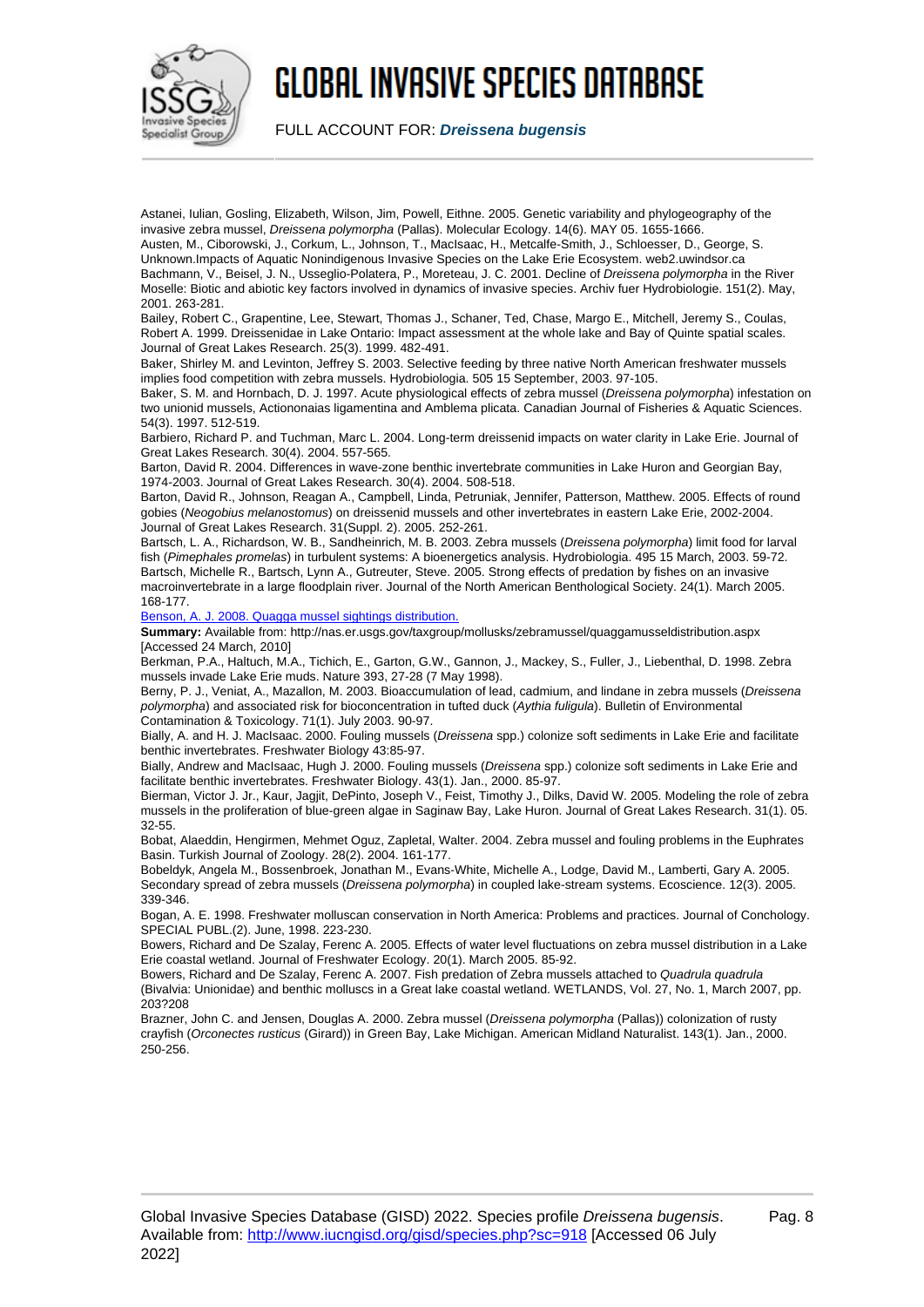Astanei, Iulian, Gosling, Elizabeth, Wilson, Jim, Powell, Eithne. 2005. Genetic variability and phylogeography of the invasive zebra mussel, *Dreissena polymorpha* (Pallas). Molecular Ecology. 14(6). MAY 05. 1655-1666.

Austen, M., Ciborowski, J., Corkum, L., Johnson, T., MacIsaac, H., Metcalfe-Smith, J., Schloesser, D., George, S. Unknown.Impacts of Aquatic Nonindigenous Invasive Species on the Lake Erie Ecosystem. web2.uwindsor.ca

Bachmann, V., Beisel, J. N., Usseglio-Polatera, P., Moreteau, J. C. 2001. Decline of *Dreissena polymorpha* in the River Moselle: Biotic and abiotic key factors involved in dynamics of invasive species. Archiv fuer Hydrobiologie. 151(2). May, 2001. 263-281.

Bailey, Robert C., Grapentine, Lee, Stewart, Thomas J., Schaner, Ted, Chase, Margo E., Mitchell, Jeremy S., Coulas, Robert A. 1999. Dreissenidae in Lake Ontario: Impact assessment at the whole lake and Bay of Quinte spatial scales. Journal of Great Lakes Research. 25(3). 1999. 482-491.

Baker, Shirley M. and Levinton, Jeffrey S. 2003. Selective feeding by three native North American freshwater mussels implies food competition with zebra mussels. Hydrobiologia. 505 15 September, 2003. 97-105.

Baker, S. M. and Hornbach, D. J. 1997. Acute physiological effects of zebra mussel (*Dreissena polymorpha*) infestation on two unionid mussels, Actiononaias ligamentina and Amblema plicata. Canadian Journal of Fisheries & Aquatic Sciences. 54(3). 1997. 512-519.

Barbiero, Richard P. and Tuchman, Marc L. 2004. Long-term dreissenid impacts on water clarity in Lake Erie. Journal of Great Lakes Research. 30(4). 2004. 557-565.

Barton, David R. 2004. Differences in wave-zone benthic invertebrate communities in Lake Huron and Georgian Bay, 1974-2003. Journal of Great Lakes Research. 30(4). 2004. 508-518.

Barton, David R., Johnson, Reagan A., Campbell, Linda, Petruniak, Jennifer, Patterson, Matthew. 2005. Effects of round gobies (*Neogobius melanostomus*) on dreissenid mussels and other invertebrates in eastern Lake Erie, 2002-2004. Journal of Great Lakes Research. 31(Suppl. 2). 2005. 252-261.

Bartsch, L. A., Richardson, W. B., Sandheinrich, M. B. 2003. Zebra mussels (*Dreissena polymorpha*) limit food for larval fish (*Pimephales promelas*) in turbulent systems: A bioenergetics analysis. Hydrobiologia. 495 15 March, 2003. 59-72.

Bartsch, Michelle R., Bartsch, Lynn A., Gutreuter, Steve. 2005. Strong effects of predation by fishes on an invasive macroinvertebrate in a large floodplain river. Journal of the North American Benthological Society. 24(1). March 2005. 168-177.

[Benson, A. J. 2008. Quagga mussel sightings distribution.](http://nas.er.usgs.gov/taxgroup/mollusks/zebramussel/quaggamusseldistribution.aspx)

**Summary:** Available from: http://nas.er.usgs.gov/taxgroup/mollusks/zebramussel/quaggamusseldistribution.aspx [Accessed 24 March, 2010]

Berkman, P.A., Haltuch, M.A., Tichich, E., Garton, G.W., Gannon, J., Mackey, S., Fuller, J., Liebenthal, D. 1998. Zebra mussels invade Lake Erie muds. Nature 393, 27-28 (7 May 1998).

Berny, P. J., Veniat, A., Mazallon, M. 2003. Bioaccumulation of lead, cadmium, and lindane in zebra mussels (*Dreissena polymorpha*) and associated risk for bioconcentration in tufted duck (*Aythia fuligula*). Bulletin of Environmental Contamination & Toxicology. 71(1). July 2003. 90-97.

Bially, A. and H. J. MacIsaac. 2000. Fouling mussels (*Dreissena* spp.) colonize soft sediments in Lake Erie and facilitate benthic invertebrates. Freshwater Biology 43:85-97.

Bially, Andrew and MacIsaac, Hugh J. 2000. Fouling mussels (*Dreissena* spp.) colonize soft sediments in Lake Erie and facilitate benthic invertebrates. Freshwater Biology. 43(1). Jan., 2000. 85-97.

Bierman, Victor J. Jr., Kaur, Jagjit, DePinto, Joseph V., Feist, Timothy J., Dilks, David W. 2005. Modeling the role of zebra mussels in the proliferation of blue-green algae in Saginaw Bay, Lake Huron. Journal of Great Lakes Research. 31(1). 05. 32-55.

Bobat, Alaeddin, Hengirmen, Mehmet Oguz, Zapletal, Walter. 2004. Zebra mussel and fouling problems in the Euphrates Basin. Turkish Journal of Zoology. 28(2). 2004. 161-177.

Bobeldyk, Angela M., Bossenbroek, Jonathan M., Evans-White, Michelle A., Lodge, David M., Lamberti, Gary A. 2005. Secondary spread of zebra mussels (*Dreissena polymorpha*) in coupled lake-stream systems. Ecoscience. 12(3). 2005. 339-346.

Bogan, A. E. 1998. Freshwater molluscan conservation in North America: Problems and practices. Journal of Conchology. SPECIAL PUBL.(2). June, 1998. 223-230.

Bowers, Richard and De Szalay, Ferenc A. 2005. Effects of water level fluctuations on zebra mussel distribution in a Lake Erie coastal wetland. Journal of Freshwater Ecology. 20(1). March 2005. 85-92.

Bowers, Richard and De Szalay, Ferenc A. 2007. Fish predation of Zebra mussels attached to *Quadrula quadrula* (Bivalvia: Unionidae) and benthic molluscs in a Great lake coastal wetland. WETLANDS, Vol. 27, No. 1, March 2007, pp. 203?208

Brazner, John C. and Jensen, Douglas A. 2000. Zebra mussel (*Dreissena polymorpha* (Pallas)) colonization of rusty crayfish (*Orconectes rusticus* (Girard)) in Green Bay, Lake Michigan. American Midland Naturalist. 143(1). Jan., 2000. 250-256.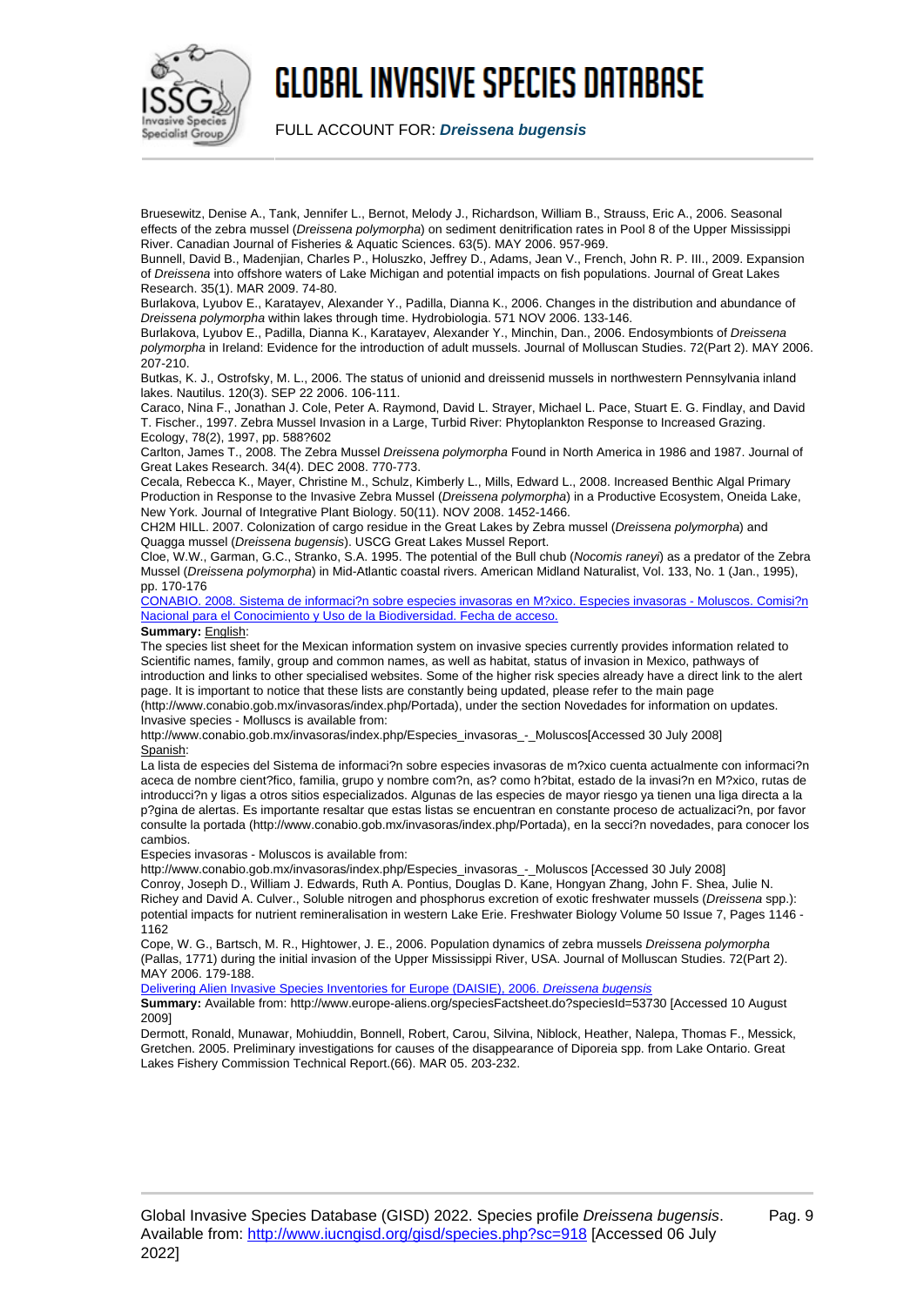Bruesewitz, Denise A., Tank, Jennifer L., Bernot, Melody J., Richardson, William B., Strauss, Eric A., 2006. Seasonal effects of the zebra mussel (*Dreissena polymorpha*) on sediment denitrification rates in Pool 8 of the Upper Mississippi River. Canadian Journal of Fisheries & Aquatic Sciences. 63(5). MAY 2006. 957-969.

Bunnell, David B., Madenjian, Charles P., Holuszko, Jeffrey D., Adams, Jean V., French, John R. P. III., 2009. Expansion of *Dreissena* into offshore waters of Lake Michigan and potential impacts on fish populations. Journal of Great Lakes Research. 35(1). MAR 2009. 74-80.

Burlakova, Lyubov E., Karatayev, Alexander Y., Padilla, Dianna K., 2006. Changes in the distribution and abundance of *Dreissena polymorpha* within lakes through time. Hydrobiologia. 571 NOV 2006. 133-146.

Burlakova, Lyubov E., Padilla, Dianna K., Karatayev, Alexander Y., Minchin, Dan., 2006. Endosymbionts of *Dreissena polymorpha* in Ireland: Evidence for the introduction of adult mussels. Journal of Molluscan Studies. 72(Part 2). MAY 2006. 207-210.

Butkas, K. J., Ostrofsky, M. L., 2006. The status of unionid and dreissenid mussels in northwestern Pennsylvania inland lakes. Nautilus. 120(3). SEP 22 2006. 106-111.

Caraco, Nina F., Jonathan J. Cole, Peter A. Raymond, David L. Strayer, Michael L. Pace, Stuart E. G. Findlay, and David T. Fischer., 1997. Zebra Mussel Invasion in a Large, Turbid River: Phytoplankton Response to Increased Grazing. Ecology, 78(2), 1997, pp. 588?602

Carlton, James T., 2008. The Zebra Mussel *Dreissena polymorpha* Found in North America in 1986 and 1987. Journal of Great Lakes Research. 34(4). DEC 2008. 770-773.

Cecala, Rebecca K., Mayer, Christine M., Schulz, Kimberly L., Mills, Edward L., 2008. Increased Benthic Algal Primary Production in Response to the Invasive Zebra Mussel (*Dreissena polymorpha*) in a Productive Ecosystem, Oneida Lake, New York. Journal of Integrative Plant Biology. 50(11). NOV 2008. 1452-1466.

CH2M HILL. 2007. Colonization of cargo residue in the Great Lakes by Zebra mussel (*Dreissena polymorpha*) and Quagga mussel (*Dreissena bugensis*). USCG Great Lakes Mussel Report.

Cloe, W.W., Garman, G.C., Stranko, S.A. 1995. The potential of the Bull chub (*Nocomis raneyi*) as a predator of the Zebra Mussel (*Dreissena polymorpha*) in Mid-Atlantic coastal rivers. American Midland Naturalist, Vol. 133, No. 1 (Jan., 1995), pp. 170-176

CONABIO. 2008. Sistema de informaci?n sobre especies invasoras en M?xico. Especies invasoras - Moluscos. Comisi?n Nacional para el Conocimiento y Uso de la Biodiversidad. Fecha de acceso.

**Summary:** English:

The species list sheet for the Mexican information system on invasive species currently provides information related to Scientific names, family, group and common names, as well as habitat, status of invasion in Mexico, pathways of introduction and links to other specialised websites. Some of the higher risk species already have a direct link to the alert page. It is important to notice that these lists are constantly being updated, please refer to the main page (http://www.conabio.gob.mx/invasoras/index.php/Portada), under the section Novedades for information on updates.

Invasive species - Molluscs is available from:

http://www.conabio.gob.mx/invasoras/index.php/Especies_invasoras_-_Moluscos[Accessed 30 July 2008]

Spanish:

La lista de especies del Sistema de informaci?n sobre especies invasoras de m?xico cuenta actualmente con informaci?n aceca de nombre cient?fico, familia, grupo y nombre com?n, as? como h?bitat, estado de la invasi?n en M?xico, rutas de introducci?n y ligas a otros sitios especializados. Algunas de las especies de mayor riesgo ya tienen una liga directa a la p?gina de alertas. Es importante resaltar que estas listas se encuentran en constante proceso de actualizaci?n, por favor consulte la portada (http://www.conabio.gob.mx/invasoras/index.php/Portada), en la secci?n novedades, para conocer los cambios.

Especies invasoras - Moluscos is available from:

http://www.conabio.gob.mx/invasoras/index.php/Especies_invasoras_-_Moluscos [Accessed 30 July 2008]

Conroy, Joseph D., William J. Edwards, Ruth A. Pontius, Douglas D. Kane, Hongyan Zhang, John F. Shea, Julie N. Richey and David A. Culver., Soluble nitrogen and phosphorus excretion of exotic freshwater mussels (*Dreissena* spp.): potential impacts for nutrient remineralisation in western Lake Erie. Freshwater Biology Volume 50 Issue 7, Pages 1146 - 1162

Cope, W. G., Bartsch, M. R., Hightower, J. E., 2006. Population dynamics of zebra mussels *Dreissena polymorpha* (Pallas, 1771) during the initial invasion of the Upper Mississippi River, USA. Journal of Molluscan Studies. 72(Part 2). MAY 2006. 179-188.

Delivering Alien Invasive Species Inventories for Europe (DAISIE), 2006. *Dreissena bugensis*

**Summary:** Available from: http://www.europe-aliens.org/speciesFactsheet.do?speciesId=53730 [Accessed 10 August 2009]

Dermott, Ronald, Munawar, Mohiuddin, Bonnell, Robert, Carou, Silvina, Niblock, Heather, Nalepa, Thomas F., Messick, Gretchen. 2005. Preliminary investigations for causes of the disappearance of Diporeia spp. from Lake Ontario. Great Lakes Fishery Commission Technical Report.(66). MAR 05. 203-232.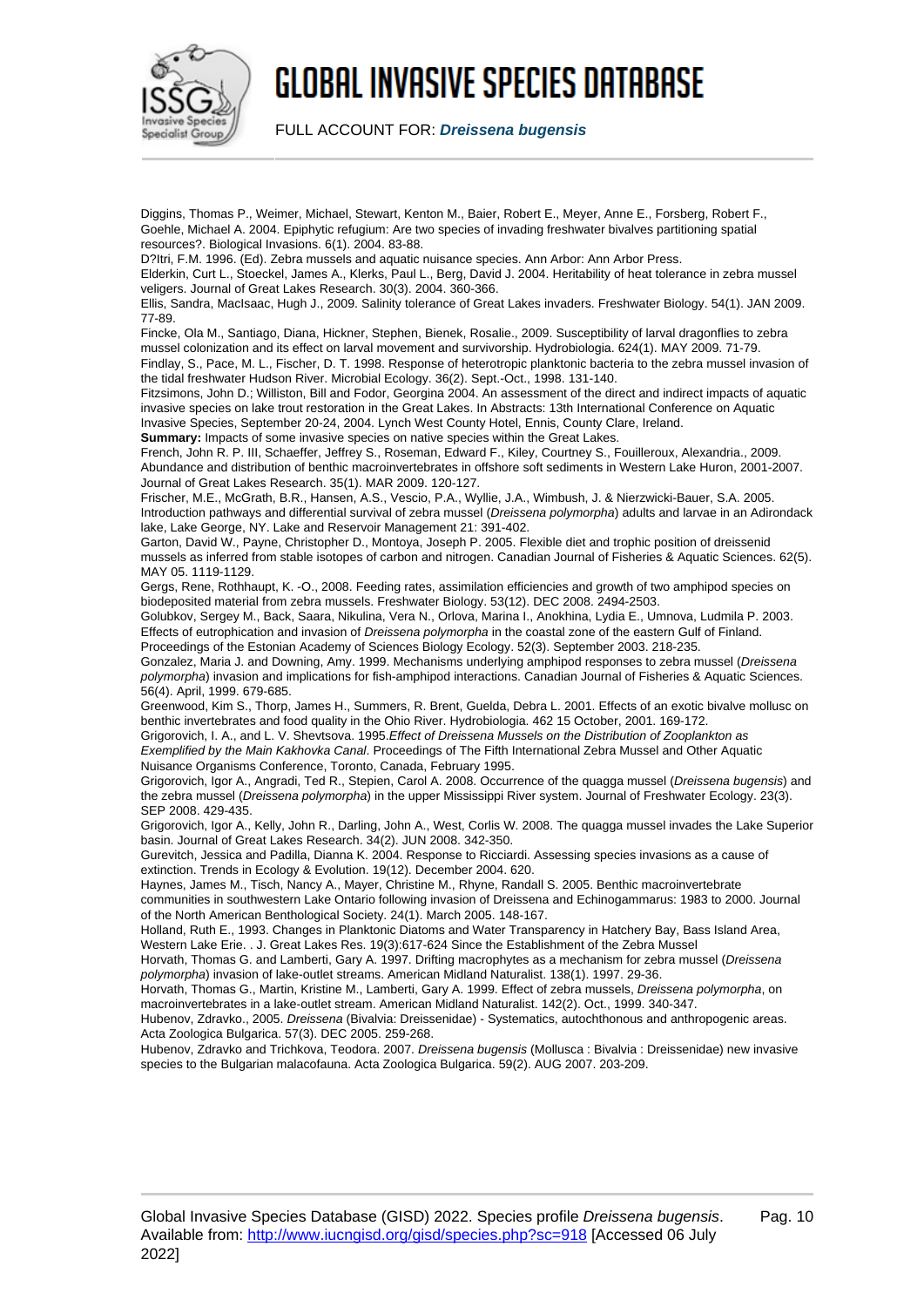Diggins, Thomas P., Weimer, Michael, Stewart, Kenton M., Baier, Robert E., Meyer, Anne E., Forsberg, Robert F., Goehle, Michael A. 2004. Epiphytic refugium: Are two species of invading freshwater bivalves partitioning spatial resources?. Biological Invasions. 6(1). 2004. 83-88.

D?Itri, F.M. 1996. (Ed). Zebra mussels and aquatic nuisance species. Ann Arbor: Ann Arbor Press.

Elderkin, Curt L., Stoeckel, James A., Klerks, Paul L., Berg, David J. 2004. Heritability of heat tolerance in zebra mussel veligers. Journal of Great Lakes Research. 30(3). 2004. 360-366.

Ellis, Sandra, MacIsaac, Hugh J., 2009. Salinity tolerance of Great Lakes invaders. Freshwater Biology. 54(1). JAN 2009. 77-89.

Fincke, Ola M., Santiago, Diana, Hickner, Stephen, Bienek, Rosalie., 2009. Susceptibility of larval dragonflies to zebra mussel colonization and its effect on larval movement and survivorship. Hydrobiologia. 624(1). MAY 2009. 71-79.

Findlay, S., Pace, M. L., Fischer, D. T. 1998. Response of heterotropic planktonic bacteria to the zebra mussel invasion of the tidal freshwater Hudson River. Microbial Ecology. 36(2). Sept.-Oct., 1998. 131-140.

Fitzsimons, John D.; Williston, Bill and Fodor, Georgina 2004. An assessment of the direct and indirect impacts of aquatic invasive species on lake trout restoration in the Great Lakes. In Abstracts: 13th International Conference on Aquatic Invasive Species, September 20-24, 2004. Lynch West County Hotel, Ennis, County Clare, Ireland.

**Summary:** Impacts of some invasive species on native species within the Great Lakes.

French, John R. P. III, Schaeffer, Jeffrey S., Roseman, Edward F., Kiley, Courtney S., Fouilleroux, Alexandria., 2009. Abundance and distribution of benthic macroinvertebrates in offshore soft sediments in Western Lake Huron, 2001-2007. Journal of Great Lakes Research. 35(1). MAR 2009. 120-127.

Frischer, M.E., McGrath, B.R., Hansen, A.S., Vescio, P.A., Wyllie, J.A., Wimbush, J. & Nierzwicki-Bauer, S.A. 2005. Introduction pathways and differential survival of zebra mussel (*Dreissena polymorpha*) adults and larvae in an Adirondack lake, Lake George, NY. Lake and Reservoir Management 21: 391-402.

Garton, David W., Payne, Christopher D., Montoya, Joseph P. 2005. Flexible diet and trophic position of dreissenid mussels as inferred from stable isotopes of carbon and nitrogen. Canadian Journal of Fisheries & Aquatic Sciences. 62(5). MAY 05. 1119-1129.

Gergs, Rene, Rothhaupt, K. -O., 2008. Feeding rates, assimilation efficiencies and growth of two amphipod species on biodeposited material from zebra mussels. Freshwater Biology. 53(12). DEC 2008. 2494-2503.

Golubkov, Sergey M., Back, Saara, Nikulina, Vera N., Orlova, Marina I., Anokhina, Lydia E., Umnova, Ludmila P. 2003. Effects of eutrophication and invasion of *Dreissena polymorpha* in the coastal zone of the eastern Gulf of Finland. Proceedings of the Estonian Academy of Sciences Biology Ecology. 52(3). September 2003. 218-235.

Gonzalez, Maria J. and Downing, Amy. 1999. Mechanisms underlying amphipod responses to zebra mussel (*Dreissena polymorpha*) invasion and implications for fish-amphipod interactions. Canadian Journal of Fisheries & Aquatic Sciences. 56(4). April, 1999. 679-685.

Greenwood, Kim S., Thorp, James H., Summers, R. Brent, Guelda, Debra L. 2001. Effects of an exotic bivalve mollusc on benthic invertebrates and food quality in the Ohio River. Hydrobiologia. 462 15 October, 2001. 169-172.

Grigorovich, I. A., and L. V. Shevtsova. 1995.*Effect of Dreissena Mussels on the Distribution of Zooplankton as Exemplified by the Main Kakhovka Canal*. Proceedings of The Fifth International Zebra Mussel and Other Aquatic Nuisance Organisms Conference, Toronto, Canada, February 1995.

Grigorovich, Igor A., Angradi, Ted R., Stepien, Carol A. 2008. Occurrence of the quagga mussel (*Dreissena bugensis*) and the zebra mussel (*Dreissena polymorpha*) in the upper Mississippi River system. Journal of Freshwater Ecology. 23(3). SEP 2008. 429-435.

Grigorovich, Igor A., Kelly, John R., Darling, John A., West, Corlis W. 2008. The quagga mussel invades the Lake Superior basin. Journal of Great Lakes Research. 34(2). JUN 2008. 342-350.

Gurevitch, Jessica and Padilla, Dianna K. 2004. Response to Ricciardi. Assessing species invasions as a cause of extinction. Trends in Ecology & Evolution. 19(12). December 2004. 620.

Haynes, James M., Tisch, Nancy A., Mayer, Christine M., Rhyne, Randall S. 2005. Benthic macroinvertebrate communities in southwestern Lake Ontario following invasion of Dreissena and Echinogammarus: 1983 to 2000. Journal of the North American Benthological Society. 24(1). March 2005. 148-167.

Holland, Ruth E., 1993. Changes in Planktonic Diatoms and Water Transparency in Hatchery Bay, Bass Island Area, Western Lake Erie. . J. Great Lakes Res. 19(3):617-624 Since the Establishment of the Zebra Mussel

Horvath, Thomas G. and Lamberti, Gary A. 1997. Drifting macrophytes as a mechanism for zebra mussel (*Dreissena polymorpha*) invasion of lake-outlet streams. American Midland Naturalist. 138(1). 1997. 29-36.

Horvath, Thomas G., Martin, Kristine M., Lamberti, Gary A. 1999. Effect of zebra mussels, *Dreissena polymorpha*, on macroinvertebrates in a lake-outlet stream. American Midland Naturalist. 142(2). Oct., 1999. 340-347.

Hubenov, Zdravko., 2005. *Dreissena* (Bivalvia: Dreissenidae) - Systematics, autochthonous and anthropogenic areas. Acta Zoologica Bulgarica. 57(3). DEC 2005. 259-268.

Hubenov, Zdravko and Trichkova, Teodora. 2007. *Dreissena bugensis* (Mollusca : Bivalvia : Dreissenidae) new invasive species to the Bulgarian malacofauna. Acta Zoologica Bulgarica. 59(2). AUG 2007. 203-209.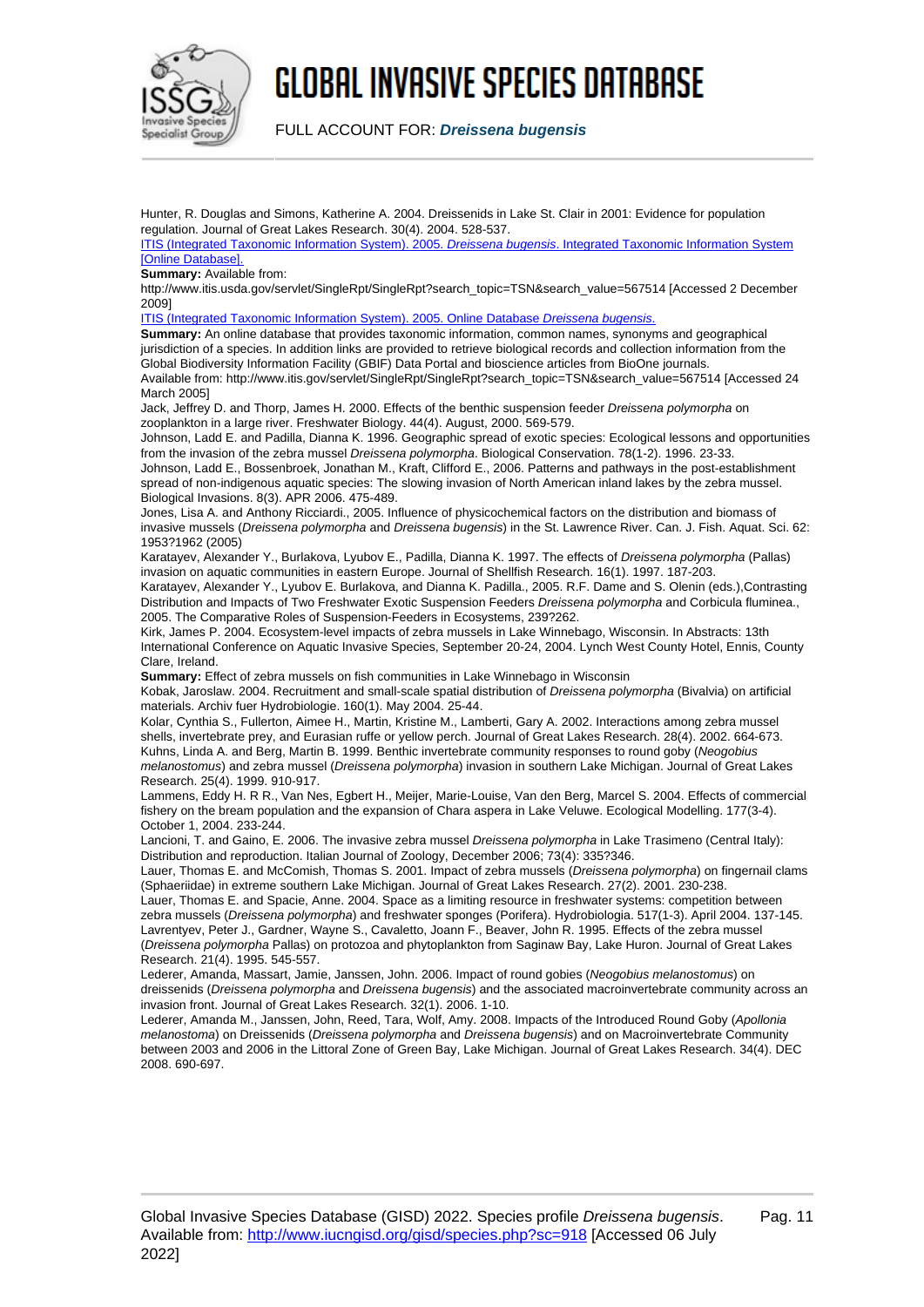Hunter, R. Douglas and Simons, Katherine A. 2004. Dreissenids in Lake St. Clair in 2001: Evidence for population regulation. Journal of Great Lakes Research. 30(4). 2004. 528-537.

ITIS (Integrated Taxonomic Information System). 2005. *Dreissena bugensis*. Integrated Taxonomic Information System [Online Database].

**Summary:** Available from:
http://www.itis.usda.gov/servlet/SingleRpt/SingleRpt?search_topic=TSN&search_value=567514 [Accessed 2 December 2009]

ITIS (Integrated Taxonomic Information System). 2005. Online Database *Dreissena bugensis*.

**Summary:** An online database that provides taxonomic information, common names, synonyms and geographical jurisdiction of a species. In addition links are provided to retrieve biological records and collection information from the Global Biodiversity Information Facility (GBIF) Data Portal and bioscience articles from BioOne journals.
Available from: http://www.itis.gov/servlet/SingleRpt/SingleRpt?search_topic=TSN&search_value=567514 [Accessed 24 March 2005]

Jack, Jeffrey D. and Thorp, James H. 2000. Effects of the benthic suspension feeder *Dreissena polymorpha* on zooplankton in a large river. Freshwater Biology. 44(4). August, 2000. 569-579.

Johnson, Ladd E. and Padilla, Dianna K. 1996. Geographic spread of exotic species: Ecological lessons and opportunities from the invasion of the zebra mussel *Dreissena polymorpha*. Biological Conservation. 78(1-2). 1996. 23-33.

Johnson, Ladd E., Bossenbroek, Jonathan M., Kraft, Clifford E., 2006. Patterns and pathways in the post-establishment spread of non-indigenous aquatic species: The slowing invasion of North American inland lakes by the zebra mussel. Biological Invasions. 8(3). APR 2006. 475-489.

Jones, Lisa A. and Anthony Ricciardi., 2005. Influence of physicochemical factors on the distribution and biomass of invasive mussels (*Dreissena polymorpha* and *Dreissena bugensis*) in the St. Lawrence River. Can. J. Fish. Aquat. Sci. 62: 1953?1962 (2005)

Karatayev, Alexander Y., Burlakova, Lyubov E., Padilla, Dianna K. 1997. The effects of *Dreissena polymorpha* (Pallas) invasion on aquatic communities in eastern Europe. Journal of Shellfish Research. 16(1). 1997. 187-203.

Karatayev, Alexander Y., Lyubov E. Burlakova, and Dianna K. Padilla., 2005. R.F. Dame and S. Olenin (eds.),Contrasting Distribution and Impacts of Two Freshwater Exotic Suspension Feeders *Dreissena polymorpha* and Corbicula fluminea., 2005. The Comparative Roles of Suspension-Feeders in Ecosystems, 239?262.

Kirk, James P. 2004. Ecosystem-level impacts of zebra mussels in Lake Winnebago, Wisconsin. In Abstracts: 13th International Conference on Aquatic Invasive Species, September 20-24, 2004. Lynch West County Hotel, Ennis, County Clare, Ireland.

**Summary:** Effect of zebra mussels on fish communities in Lake Winnebago in Wisconsin

Kobak, Jaroslaw. 2004. Recruitment and small-scale spatial distribution of *Dreissena polymorpha* (Bivalvia) on artificial materials. Archiv fuer Hydrobiologie. 160(1). May 2004. 25-44.

Kolar, Cynthia S., Fullerton, Aimee H., Martin, Kristine M., Lamberti, Gary A. 2002. Interactions among zebra mussel shells, invertebrate prey, and Eurasian ruffe or yellow perch. Journal of Great Lakes Research. 28(4). 2002. 664-673.

Kuhns, Linda A. and Berg, Martin B. 1999. Benthic invertebrate community responses to round goby (*Neogobius melanostomus*) and zebra mussel (*Dreissena polymorpha*) invasion in southern Lake Michigan. Journal of Great Lakes Research. 25(4). 1999. 910-917.

Lammens, Eddy H. R R., Van Nes, Egbert H., Meijer, Marie-Louise, Van den Berg, Marcel S. 2004. Effects of commercial fishery on the bream population and the expansion of Chara aspera in Lake Veluwe. Ecological Modelling. 177(3-4). October 1, 2004. 233-244.

Lancioni, T. and Gaino, E. 2006. The invasive zebra mussel *Dreissena polymorpha* in Lake Trasimeno (Central Italy): Distribution and reproduction. Italian Journal of Zoology, December 2006; 73(4): 335?346.

Lauer, Thomas E. and McComish, Thomas S. 2001. Impact of zebra mussels (*Dreissena polymorpha*) on fingernail clams (Sphaeriidae) in extreme southern Lake Michigan. Journal of Great Lakes Research. 27(2). 2001. 230-238.

Lauer, Thomas E. and Spacie, Anne. 2004. Space as a limiting resource in freshwater systems: competition between zebra mussels (*Dreissena polymorpha*) and freshwater sponges (Porifera). Hydrobiologia. 517(1-3). April 2004. 137-145.

Lavrentyev, Peter J., Gardner, Wayne S., Cavaletto, Joann F., Beaver, John R. 1995. Effects of the zebra mussel (*Dreissena polymorpha* Pallas) on protozoa and phytoplankton from Saginaw Bay, Lake Huron. Journal of Great Lakes Research. 21(4). 1995. 545-557.

Lederer, Amanda, Massart, Jamie, Janssen, John. 2006. Impact of round gobies (*Neogobius melanostomus*) on dreissenids (*Dreissena polymorpha* and *Dreissena bugensis*) and the associated macroinvertebrate community across an invasion front. Journal of Great Lakes Research. 32(1). 2006. 1-10.

Lederer, Amanda M., Janssen, John, Reed, Tara, Wolf, Amy. 2008. Impacts of the Introduced Round Goby (*Apollonia melanostoma*) on Dreissenids (*Dreissena polymorpha* and *Dreissena bugensis*) and on Macroinvertebrate Community between 2003 and 2006 in the Littoral Zone of Green Bay, Lake Michigan. Journal of Great Lakes Research. 34(4). DEC 2008. 690-697.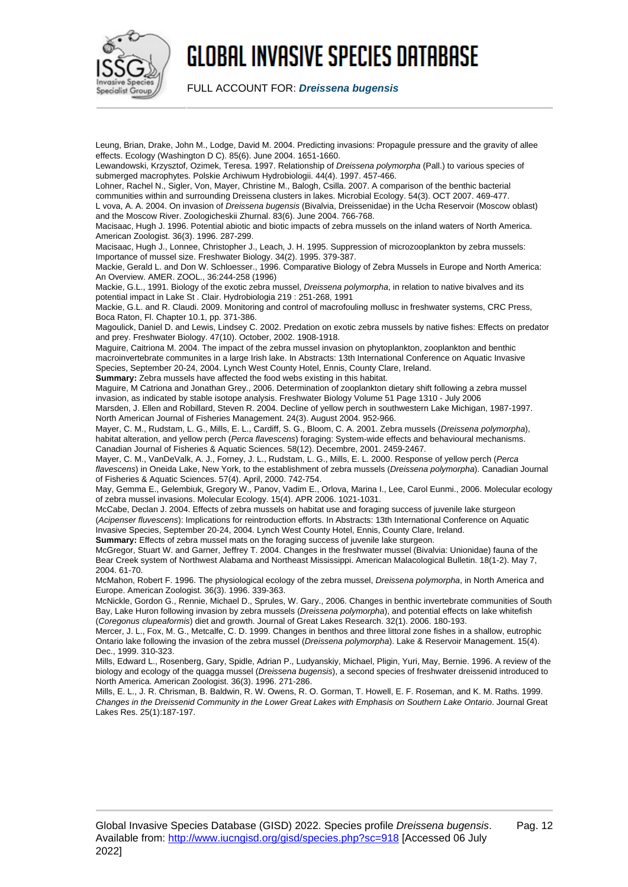Leung, Brian, Drake, John M., Lodge, David M. 2004. Predicting invasions: Propagule pressure and the gravity of allee effects. Ecology (Washington D C). 85(6). June 2004. 1651-1660.

Lewandowski, Krzysztof, Ozimek, Teresa. 1997. Relationship of *Dreissena polymorpha* (Pall.) to various species of submerged macrophytes. Polskie Archiwum Hydrobiologii. 44(4). 1997. 457-466.

Lohner, Rachel N., Sigler, Von, Mayer, Christine M., Balogh, Csilla. 2007. A comparison of the benthic bacterial communities within and surrounding Dreissena clusters in lakes. Microbial Ecology. 54(3). OCT 2007. 469-477.

L vova, A. A. 2004. On invasion of *Dreissena bugensis* (Bivalvia, Dreissenidae) in the Ucha Reservoir (Moscow oblast) and the Moscow River. Zoologicheskii Zhurnal. 83(6). June 2004. 766-768.

Macisaac, Hugh J. 1996. Potential abiotic and biotic impacts of zebra mussels on the inland waters of North America. American Zoologist. 36(3). 1996. 287-299.

Macisaac, Hugh J., Lonnee, Christopher J., Leach, J. H. 1995. Suppression of microzooplankton by zebra mussels: Importance of mussel size. Freshwater Biology. 34(2). 1995. 379-387.

Mackie, Gerald L. and Don W. Schloesser., 1996. Comparative Biology of Zebra Mussels in Europe and North America: An Overview. AMER. ZOOL., 36:244-258 (1996)

Mackie, G.L., 1991. Biology of the exotic zebra mussel, *Dreissena polymorpha*, in relation to native bivalves and its potential impact in Lake St . Clair. Hydrobiologia 219 : 251-268, 1991

Mackie, G.L. and R. Claudi. 2009. Monitoring and control of macrofouling mollusc in freshwater systems, CRC Press, Boca Raton, Fl. Chapter 10.1, pp. 371-386.

Magoulick, Daniel D. and Lewis, Lindsey C. 2002. Predation on exotic zebra mussels by native fishes: Effects on predator and prey. Freshwater Biology. 47(10). October, 2002. 1908-1918.

Maguire, Caitriona M. 2004. The impact of the zebra mussel invasion on phytoplankton, zooplankton and benthic macroinvertebrate communites in a large Irish lake. In Abstracts: 13th International Conference on Aquatic Invasive Species, September 20-24, 2004. Lynch West County Hotel, Ennis, County Clare, Ireland.

**Summary:** Zebra mussels have affected the food webs existing in this habitat.

Maguire, M Catriona and Jonathan Grey., 2006. Determination of zooplankton dietary shift following a zebra mussel invasion, as indicated by stable isotope analysis. Freshwater Biology Volume 51 Page 1310 - July 2006

Marsden, J. Ellen and Robillard, Steven R. 2004. Decline of yellow perch in southwestern Lake Michigan, 1987-1997. North American Journal of Fisheries Management. 24(3). August 2004. 952-966.

Mayer, C. M., Rudstam, L. G., Mills, E. L., Cardiff, S. G., Bloom, C. A. 2001. Zebra mussels (*Dreissena polymorpha*), habitat alteration, and yellow perch (*Perca flavescens*) foraging: System-wide effects and behavioural mechanisms. Canadian Journal of Fisheries & Aquatic Sciences. 58(12). Decembre, 2001. 2459-2467.

Mayer, C. M., VanDeValk, A. J., Forney, J. L., Rudstam, L. G., Mills, E. L. 2000. Response of yellow perch (*Perca flavescens*) in Oneida Lake, New York, to the establishment of zebra mussels (*Dreissena polymorpha*). Canadian Journal of Fisheries & Aquatic Sciences. 57(4). April, 2000. 742-754.

May, Gemma E., Gelembiuk, Gregory W., Panov, Vadim E., Orlova, Marina I., Lee, Carol Eunmi., 2006. Molecular ecology of zebra mussel invasions. Molecular Ecology. 15(4). APR 2006. 1021-1031.

McCabe, Declan J. 2004. Effects of zebra mussels on habitat use and foraging success of juvenile lake sturgeon (*Acipenser fluvescens*): Implications for reintroduction efforts. In Abstracts: 13th International Conference on Aquatic Invasive Species, September 20-24, 2004. Lynch West County Hotel, Ennis, County Clare, Ireland.

**Summary:** Effects of zebra mussel mats on the foraging success of juvenile lake sturgeon.

McGregor, Stuart W. and Garner, Jeffrey T. 2004. Changes in the freshwater mussel (Bivalvia: Unionidae) fauna of the Bear Creek system of Northwest Alabama and Northeast Mississippi. American Malacological Bulletin. 18(1-2). May 7, 2004. 61-70.

McMahon, Robert F. 1996. The physiological ecology of the zebra mussel, *Dreissena polymorpha*, in North America and Europe. American Zoologist. 36(3). 1996. 339-363.

McNickle, Gordon G., Rennie, Michael D., Sprules, W. Gary., 2006. Changes in benthic invertebrate communities of South Bay, Lake Huron following invasion by zebra mussels (*Dreissena polymorpha*), and potential effects on lake whitefish (*Coregonus clupeaformis*) diet and growth. Journal of Great Lakes Research. 32(1). 2006. 180-193.

Mercer, J. L., Fox, M. G., Metcalfe, C. D. 1999. Changes in benthos and three littoral zone fishes in a shallow, eutrophic Ontario lake following the invasion of the zebra mussel (*Dreissena polymorpha*). Lake & Reservoir Management. 15(4). Dec., 1999. 310-323.

Mills, Edward L., Rosenberg, Gary, Spidle, Adrian P., Ludyanskiy, Michael, Pligin, Yuri, May, Bernie. 1996. A review of the biology and ecology of the quagga mussel (*Dreissena bugensis*), a second species of freshwater dreissenid introduced to North America. American Zoologist. 36(3). 1996. 271-286.

Mills, E. L., J. R. Chrisman, B. Baldwin, R. W. Owens, R. O. Gorman, T. Howell, E. F. Roseman, and K. M. Raths. 1999. *Changes in the Dreissenid Community in the Lower Great Lakes with Emphasis on Southern Lake Ontario*. Journal Great Lakes Res. 25(1):187-197.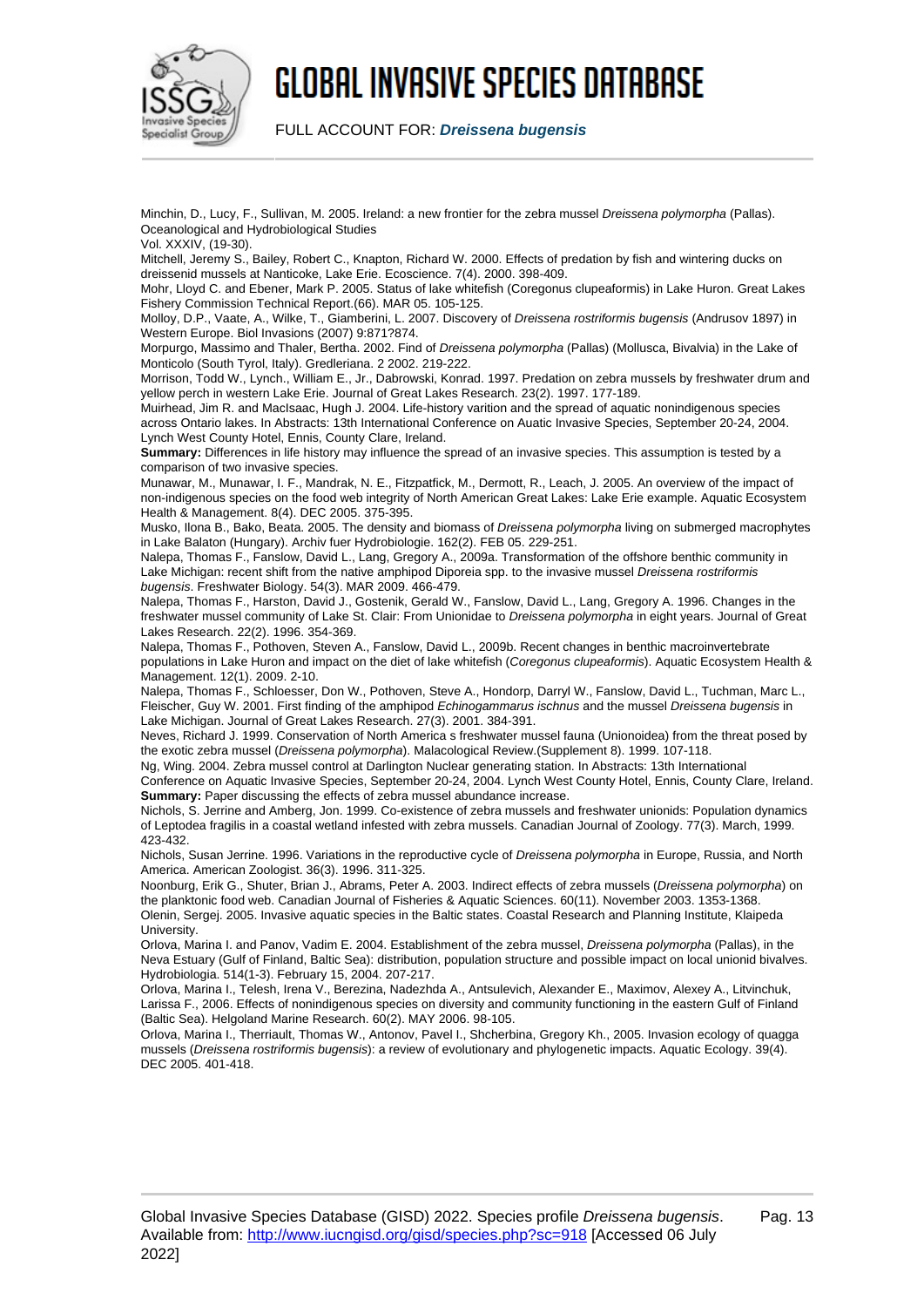Minchin, D., Lucy, F., Sullivan, M. 2005. Ireland: a new frontier for the zebra mussel *Dreissena polymorpha* (Pallas). Oceanological and Hydrobiological Studies
Vol. XXXIV, (19-30).

Mitchell, Jeremy S., Bailey, Robert C., Knapton, Richard W. 2000. Effects of predation by fish and wintering ducks on dreissenid mussels at Nanticoke, Lake Erie. Ecoscience. 7(4). 2000. 398-409.

Mohr, Lloyd C. and Ebener, Mark P. 2005. Status of lake whitefish (Coregonus clupeaformis) in Lake Huron. Great Lakes Fishery Commission Technical Report.(66). MAR 05. 105-125.

Molloy, D.P., Vaate, A., Wilke, T., Giamberini, L. 2007. Discovery of *Dreissena rostriformis bugensis* (Andrusov 1897) in Western Europe. Biol Invasions (2007) 9:871?874.

Morpurgo, Massimo and Thaler, Bertha. 2002. Find of *Dreissena polymorpha* (Pallas) (Mollusca, Bivalvia) in the Lake of Monticolo (South Tyrol, Italy). Gredleriana. 2 2002. 219-222.

Morrison, Todd W., Lynch., William E., Jr., Dabrowski, Konrad. 1997. Predation on zebra mussels by freshwater drum and yellow perch in western Lake Erie. Journal of Great Lakes Research. 23(2). 1997. 177-189.

Muirhead, Jim R. and MacIsaac, Hugh J. 2004. Life-history varition and the spread of aquatic nonindigenous species across Ontario lakes. In Abstracts: 13th International Conference on Auatic Invasive Species, September 20-24, 2004. Lynch West County Hotel, Ennis, County Clare, Ireland.

**Summary:** Differences in life history may influence the spread of an invasive species. This assumption is tested by a comparison of two invasive species.

Munawar, M., Munawar, I. F., Mandrak, N. E., Fitzpatfick, M., Dermott, R., Leach, J. 2005. An overview of the impact of non-indigenous species on the food web integrity of North American Great Lakes: Lake Erie example. Aquatic Ecosystem Health & Management. 8(4). DEC 2005. 375-395.

Musko, Ilona B., Bako, Beata. 2005. The density and biomass of *Dreissena polymorpha* living on submerged macrophytes in Lake Balaton (Hungary). Archiv fuer Hydrobiologie. 162(2). FEB 05. 229-251.

Nalepa, Thomas F., Fanslow, David L., Lang, Gregory A., 2009a. Transformation of the offshore benthic community in Lake Michigan: recent shift from the native amphipod Diporeia spp. to the invasive mussel *Dreissena rostriformis bugensis*. Freshwater Biology. 54(3). MAR 2009. 466-479.

Nalepa, Thomas F., Harston, David J., Gostenik, Gerald W., Fanslow, David L., Lang, Gregory A. 1996. Changes in the freshwater mussel community of Lake St. Clair: From Unionidae to *Dreissena polymorpha* in eight years. Journal of Great Lakes Research. 22(2). 1996. 354-369.

Nalepa, Thomas F., Pothoven, Steven A., Fanslow, David L., 2009b. Recent changes in benthic macroinvertebrate populations in Lake Huron and impact on the diet of lake whitefish (*Coregonus clupeaformis*). Aquatic Ecosystem Health & Management. 12(1). 2009. 2-10.

Nalepa, Thomas F., Schloesser, Don W., Pothoven, Steve A., Hondorp, Darryl W., Fanslow, David L., Tuchman, Marc L., Fleischer, Guy W. 2001. First finding of the amphipod *Echinogammarus ischnus* and the mussel *Dreissena bugensis* in Lake Michigan. Journal of Great Lakes Research. 27(3). 2001. 384-391.

Neves, Richard J. 1999. Conservation of North America s freshwater mussel fauna (Unionoidea) from the threat posed by the exotic zebra mussel (*Dreissena polymorpha*). Malacological Review.(Supplement 8). 1999. 107-118.

Ng, Wing. 2004. Zebra mussel control at Darlington Nuclear generating station. In Abstracts: 13th International Conference on Auatic Invasive Species, September 20-24, 2004. Lynch West County Hotel, Ennis, County Clare, Ireland.

**Summary:** Paper discussing the effects of zebra mussel abundance increase.

Nichols, S. Jerrine and Amberg, Jon. 1999. Co-existence of zebra mussels and freshwater unionids: Population dynamics of Leptodea fragilis in a coastal wetland infested with zebra mussels. Canadian Journal of Zoology. 77(3). March, 1999. 423-432.

Nichols, Susan Jerrine. 1996. Variations in the reproductive cycle of *Dreissena polymorpha* in Europe, Russia, and North America. American Zoologist. 36(3). 1996. 311-325.

Noonburg, Erik G., Shuter, Brian J., Abrams, Peter A. 2003. Indirect effects of zebra mussels (*Dreissena polymorpha*) on the planktonic food web. Canadian Journal of Fisheries & Aquatic Sciences. 60(11). November 2003. 1353-1368.

Olenin, Sergej. 2005. Invasive aquatic species in the Baltic states. Coastal Research and Planning Institute, Klaipeda University.

Orlova, Marina I. and Panov, Vadim E. 2004. Establishment of the zebra mussel, *Dreissena polymorpha* (Pallas), in the Neva Estuary (Gulf of Finland, Baltic Sea): distribution, population structure and possible impact on local unionid bivalves. Hydrobiologia. 514(1-3). February 15, 2004. 207-217.

Orlova, Marina I., Telesh, Irena V., Berezina, Nadezhda A., Antsulevich, Alexander E., Maximov, Alexey A., Litvinchuk, Larissa F., 2006. Effects of nonindigenous species on diversity and community functioning in the eastern Gulf of Finland (Baltic Sea). Helgoland Marine Research. 60(2). MAY 2006. 98-105.

Orlova, Marina I., Therriault, Thomas W., Antonov, Pavel I., Shcherbina, Gregory Kh., 2005. Invasion ecology of quagga mussels (*Dreissena rostriformis bugensis*): a review of evolutionary and phylogenetic impacts. Aquatic Ecology. 39(4). DEC 2005. 401-418.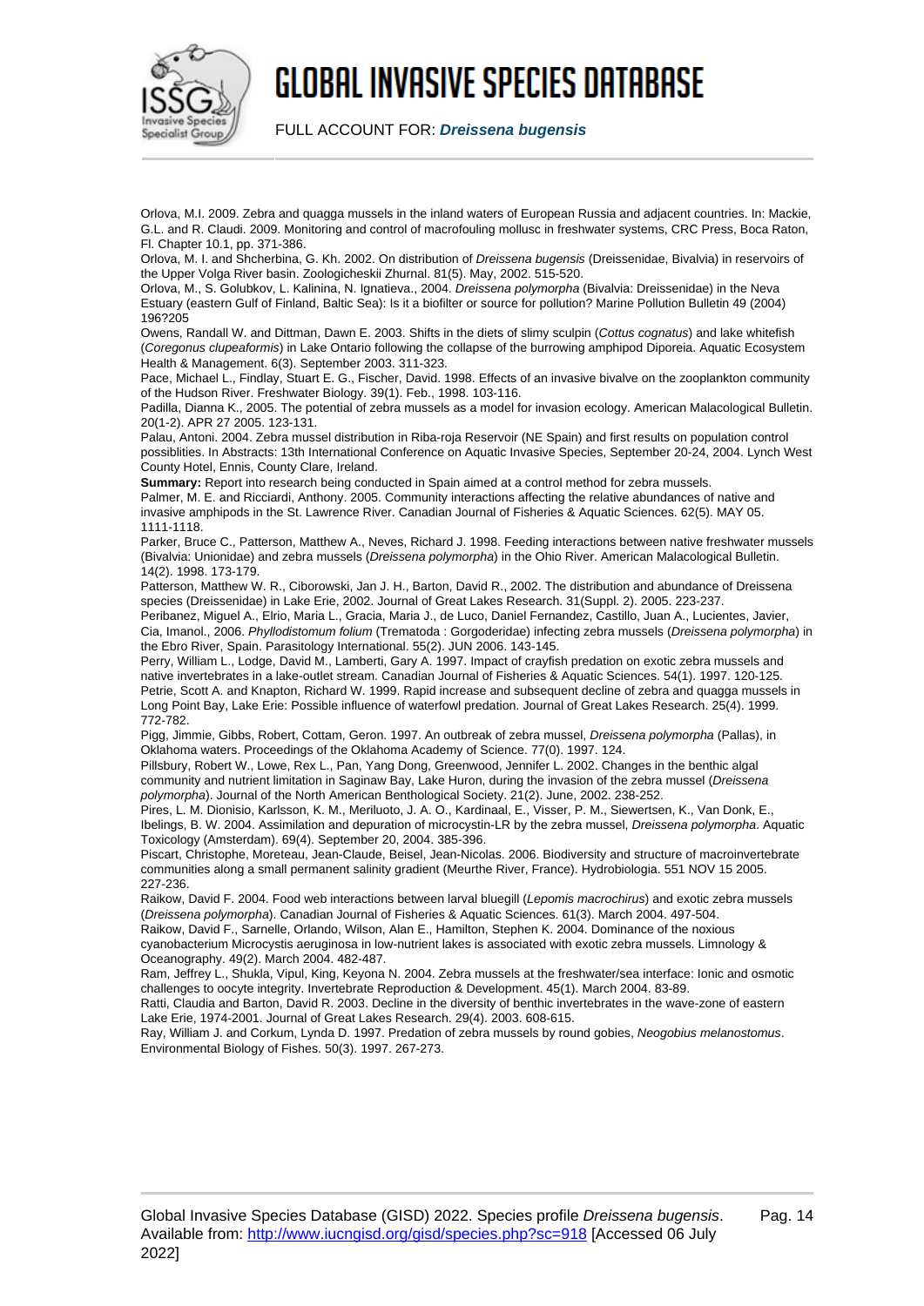Orlova, M.I. 2009. Zebra and quagga mussels in the inland waters of European Russia and adjacent countries. In: Mackie, G.L. and R. Claudi. 2009. Monitoring and control of macrofouling mollusc in freshwater systems, CRC Press, Boca Raton, Fl. Chapter 10.1, pp. 371-386.

Orlova, M. I. and Shcherbina, G. Kh. 2002. On distribution of *Dreissena bugensis* (Dreissenidae, Bivalvia) in reservoirs of the Upper Volga River basin. Zoologicheskii Zhurnal. 81(5). May, 2002. 515-520.

Orlova, M., S. Golubkov, L. Kalinina, N. Ignatieva., 2004. *Dreissena polymorpha* (Bivalvia: Dreissenidae) in the Neva Estuary (eastern Gulf of Finland, Baltic Sea): Is it a biofilter or source for pollution? Marine Pollution Bulletin 49 (2004) 196?205

Owens, Randall W. and Dittman, Dawn E. 2003. Shifts in the diets of slimy sculpin (*Cottus cognatus*) and lake whitefish (*Coregonus clupeaformis*) in Lake Ontario following the collapse of the burrowing amphipod Diporeia. Aquatic Ecosystem Health & Management. 6(3). September 2003. 311-323.

Pace, Michael L., Findlay, Stuart E. G., Fischer, David. 1998. Effects of an invasive bivalve on the zooplankton community of the Hudson River. Freshwater Biology. 39(1). Feb., 1998. 103-116.

Padilla, Dianna K., 2005. The potential of zebra mussels as a model for invasion ecology. American Malacological Bulletin. 20(1-2). APR 27 2005. 123-131.

Palau, Antoni. 2004. Zebra mussel distribution in Riba-roja Reservoir (NE Spain) and first results on population control possiblities. In Abstracts: 13th International Conference on Aquatic Invasive Species, September 20-24, 2004. Lynch West County Hotel, Ennis, County Clare, Ireland.

**Summary:** Report into research being conducted in Spain aimed at a control method for zebra mussels.

Palmer, M. E. and Ricciardi, Anthony. 2005. Community interactions affecting the relative abundances of native and invasive amphipods in the St. Lawrence River. Canadian Journal of Fisheries & Aquatic Sciences. 62(5). MAY 05. 1111-1118.

Parker, Bruce C., Patterson, Matthew A., Neves, Richard J. 1998. Feeding interactions between native freshwater mussels (Bivalvia: Unionidae) and zebra mussels (*Dreissena polymorpha*) in the Ohio River. American Malacological Bulletin. 14(2). 1998. 173-179.

Patterson, Matthew W. R., Ciborowski, Jan J. H., Barton, David R., 2002. The distribution and abundance of Dreissena species (Dreissenidae) in Lake Erie, 2002. Journal of Great Lakes Research. 31(Suppl. 2). 2005. 223-237.

Peribanez, Miguel A., Elrio, Maria L., Gracia, Maria J., de Luco, Daniel Fernandez, Castillo, Juan A., Lucientes, Javier, Cia, Imanol., 2006. *Phyllodistomum folium* (Trematoda : Gorgoderidae) infecting zebra mussels (*Dreissena polymorpha*) in the Ebro River, Spain. Parasitology International. 55(2). JUN 2006. 143-145.

Perry, William L., Lodge, David M., Lamberti, Gary A. 1997. Impact of crayfish predation on exotic zebra mussels and native invertebrates in a lake-outlet stream. Canadian Journal of Fisheries & Aquatic Sciences. 54(1). 1997. 120-125.

Petrie, Scott A. and Knapton, Richard W. 1999. Rapid increase and subsequent decline of zebra and quagga mussels in Long Point Bay, Lake Erie: Possible influence of waterfowl predation. Journal of Great Lakes Research. 25(4). 1999. 772-782.

Pigg, Jimmie, Gibbs, Robert, Cottam, Geron. 1997. An outbreak of zebra mussel, *Dreissena polymorpha* (Pallas), in Oklahoma waters. Proceedings of the Oklahoma Academy of Science. 77(0). 1997. 124.

Pillsbury, Robert W., Lowe, Rex L., Pan, Yang Dong, Greenwood, Jennifer L. 2002. Changes in the benthic algal community and nutrient limitation in Saginaw Bay, Lake Huron, during the invasion of the zebra mussel (*Dreissena polymorpha*). Journal of the North American Benthological Society. 21(2). June, 2002. 238-252.

Pires, L. M. Dionisio, Karlsson, K. M., Meriluoto, J. A. O., Kardinaal, E., Visser, P. M., Siewertsen, K., Van Donk, E., Ibelings, B. W. 2004. Assimilation and depuration of microcystin-LR by the zebra mussel, *Dreissena polymorpha*. Aquatic Toxicology (Amsterdam). 69(4). September 20, 2004. 385-396.

Piscart, Christophe, Moreteau, Jean-Claude, Beisel, Jean-Nicolas. 2006. Biodiversity and structure of macroinvertebrate communities along a small permanent salinity gradient (Meurthe River, France). Hydrobiologia. 551 NOV 15 2005. 227-236.

Raikow, David F. 2004. Food web interactions between larval bluegill (*Lepomis macrochirus*) and exotic zebra mussels (*Dreissena polymorpha*). Canadian Journal of Fisheries & Aquatic Sciences. 61(3). March 2004. 497-504.

Raikow, David F., Sarnelle, Orlando, Wilson, Alan E., Hamilton, Stephen K. 2004. Dominance of the noxious cyanobacterium Microcystis aeruginosa in low-nutrient lakes is associated with exotic zebra mussels. Limnology & Oceanography. 49(2). March 2004. 482-487.

Ram, Jeffrey L., Shukla, Vipul, King, Keyona N. 2004. Zebra mussels at the freshwater/sea interface: Ionic and osmotic challenges to oocyte integrity. Invertebrate Reproduction & Development. 45(1). March 2004. 83-89.

Ratti, Claudia and Barton, David R. 2003. Decline in the diversity of benthic invertebrates in the wave-zone of eastern Lake Erie, 1974-2001. Journal of Great Lakes Research. 29(4). 2003. 608-615.

Ray, William J. and Corkum, Lynda D. 1997. Predation of zebra mussels by round gobies, *Neogobius melanostomus*. Environmental Biology of Fishes. 50(3). 1997. 267-273.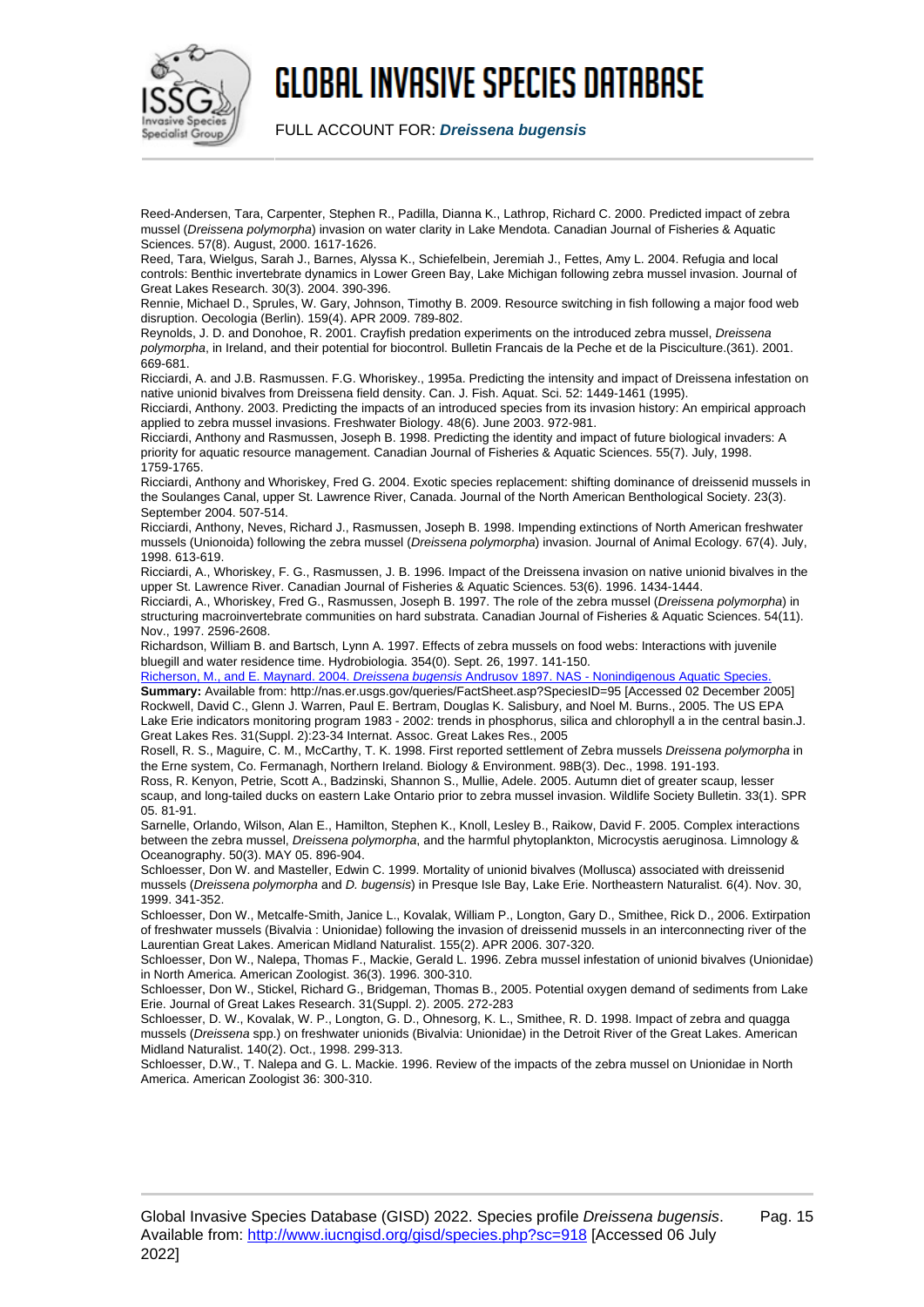Reed-Andersen, Tara, Carpenter, Stephen R., Padilla, Dianna K., Lathrop, Richard C. 2000. Predicted impact of zebra mussel (*Dreissena polymorpha*) invasion on water clarity in Lake Mendota. Canadian Journal of Fisheries & Aquatic Sciences. 57(8). August, 2000. 1617-1626.

Reed, Tara, Wielgus, Sarah J., Barnes, Alyssa K., Schiefelbein, Jeremiah J., Fettes, Amy L. 2004. Refugia and local controls: Benthic invertebrate dynamics in Lower Green Bay, Lake Michigan following zebra mussel invasion. Journal of Great Lakes Research. 30(3). 2004. 390-396.

Rennie, Michael D., Sprules, W. Gary, Johnson, Timothy B. 2009. Resource switching in fish following a major food web disruption. Oecologia (Berlin). 159(4). APR 2009. 789-802.

Reynolds, J. D. and Donohoe, R. 2001. Crayfish predation experiments on the introduced zebra mussel, *Dreissena polymorpha*, in Ireland, and their potential for biocontrol. Bulletin Francais de la Peche et de la Pisciculture.(361). 2001. 669-681.

Ricciardi, A. and J.B. Rasmussen. F.G. Whoriskey., 1995a. Predicting the intensity and impact of Dreissena infestation on native unionid bivalves from Dreissena field density. Can. J. Fish. Aquat. Sci. 52: 1449-1461 (1995).

Ricciardi, Anthony. 2003. Predicting the impacts of an introduced species from its invasion history: An empirical approach applied to zebra mussel invasions. Freshwater Biology. 48(6). June 2003. 972-981.

Ricciardi, Anthony and Rasmussen, Joseph B. 1998. Predicting the identity and impact of future biological invaders: A priority for aquatic resource management. Canadian Journal of Fisheries & Aquatic Sciences. 55(7). July, 1998. 1759-1765.

Ricciardi, Anthony and Whoriskey, Fred G. 2004. Exotic species replacement: shifting dominance of dreissenid mussels in the Soulanges Canal, upper St. Lawrence River, Canada. Journal of the North American Benthological Society. 23(3). September 2004. 507-514.

Ricciardi, Anthony, Neves, Richard J., Rasmussen, Joseph B. 1998. Impending extinctions of North American freshwater mussels (Unionoida) following the zebra mussel (*Dreissena polymorpha*) invasion. Journal of Animal Ecology. 67(4). July, 1998. 613-619.

Ricciardi, A., Whoriskey, F. G., Rasmussen, J. B. 1996. Impact of the Dreissena invasion on native unionid bivalves in the upper St. Lawrence River. Canadian Journal of Fisheries & Aquatic Sciences. 53(6). 1996. 1434-1444.

Ricciardi, A., Whoriskey, Fred G., Rasmussen, Joseph B. 1997. The role of the zebra mussel (*Dreissena polymorpha*) in structuring macroinvertebrate communities on hard substrata. Canadian Journal of Fisheries & Aquatic Sciences. 54(11). Nov., 1997. 2596-2608.

Richardson, William B. and Bartsch, Lynn A. 1997. Effects of zebra mussels on food webs: Interactions with juvenile bluegill and water residence time. Hydrobiologia. 354(0). Sept. 26, 1997. 141-150.

Richerson, M., and E. Maynard. 2004. *Dreissena bugensis* Andrusov 1897. NAS - Nonindigenous Aquatic Species.

**Summary:** Available from: http://nas.er.usgs.gov/queries/FactSheet.asp?SpeciesID=95 [Accessed 02 December 2005]

Rockwell, David C., Glenn J. Warren, Paul E. Bertram, Douglas K. Salisbury, and Noel M. Burns., 2005. The US EPA Lake Erie indicators monitoring program 1983 - 2002: trends in phosphorus, silica and chlorophyll a in the central basin.J. Great Lakes Res. 31(Suppl. 2):23-34 Internat. Assoc. Great Lakes Res., 2005

Rosell, R. S., Maguire, C. M., McCarthy, T. K. 1998. First reported settlement of Zebra mussels *Dreissena polymorpha* in the Erne system, Co. Fermanagh, Northern Ireland. Biology & Environment. 98B(3). Dec., 1998. 191-193.

Ross, R. Kenyon, Petrie, Scott A., Badzinski, Shannon S., Mullie, Adele. 2005. Autumn diet of greater scaup, lesser scaup, and long-tailed ducks on eastern Lake Ontario prior to zebra mussel invasion. Wildlife Society Bulletin. 33(1). SPR 05. 81-91.

Sarnelle, Orlando, Wilson, Alan E., Hamilton, Stephen K., Knoll, Lesley B., Raikow, David F. 2005. Complex interactions between the zebra mussel, *Dreissena polymorpha*, and the harmful phytoplankton, Microcystis aeruginosa. Limnology & Oceanography. 50(3). MAY 05. 896-904.

Schloesser, Don W. and Masteller, Edwin C. 1999. Mortality of unionid bivalves (Mollusca) associated with dreissenid mussels (*Dreissena polymorpha* and *D. bugensis*) in Presque Isle Bay, Lake Erie. Northeastern Naturalist. 6(4). Nov. 30, 1999. 341-352.

Schloesser, Don W., Metcalfe-Smith, Janice L., Kovalak, William P., Longton, Gary D., Smithee, Rick D., 2006. Extirpation of freshwater mussels (Bivalvia : Unionidae) following the invasion of dreissenid mussels in an interconnecting river of the Laurentian Great Lakes. American Midland Naturalist. 155(2). APR 2006. 307-320.

Schloesser, Don W., Nalepa, Thomas F., Mackie, Gerald L. 1996. Zebra mussel infestation of unionid bivalves (Unionidae) in North America. American Zoologist. 36(3). 1996. 300-310.

Schloesser, Don W., Stickel, Richard G., Bridgeman, Thomas B., 2005. Potential oxygen demand of sediments from Lake Erie. Journal of Great Lakes Research. 31(Suppl. 2). 2005. 272-283

Schloesser, D. W., Kovalak, W. P., Longton, G. D., Ohnesorg, K. L., Smithee, R. D. 1998. Impact of zebra and quagga mussels (*Dreissena* spp.) on freshwater unionids (Bivalvia: Unionidae) in the Detroit River of the Great Lakes. American Midland Naturalist. 140(2). Oct., 1998. 299-313.

Schloesser, D.W., T. Nalepa and G. L. Mackie. 1996. Review of the impacts of the zebra mussel on Unionidae in North America. American Zoologist 36: 300-310.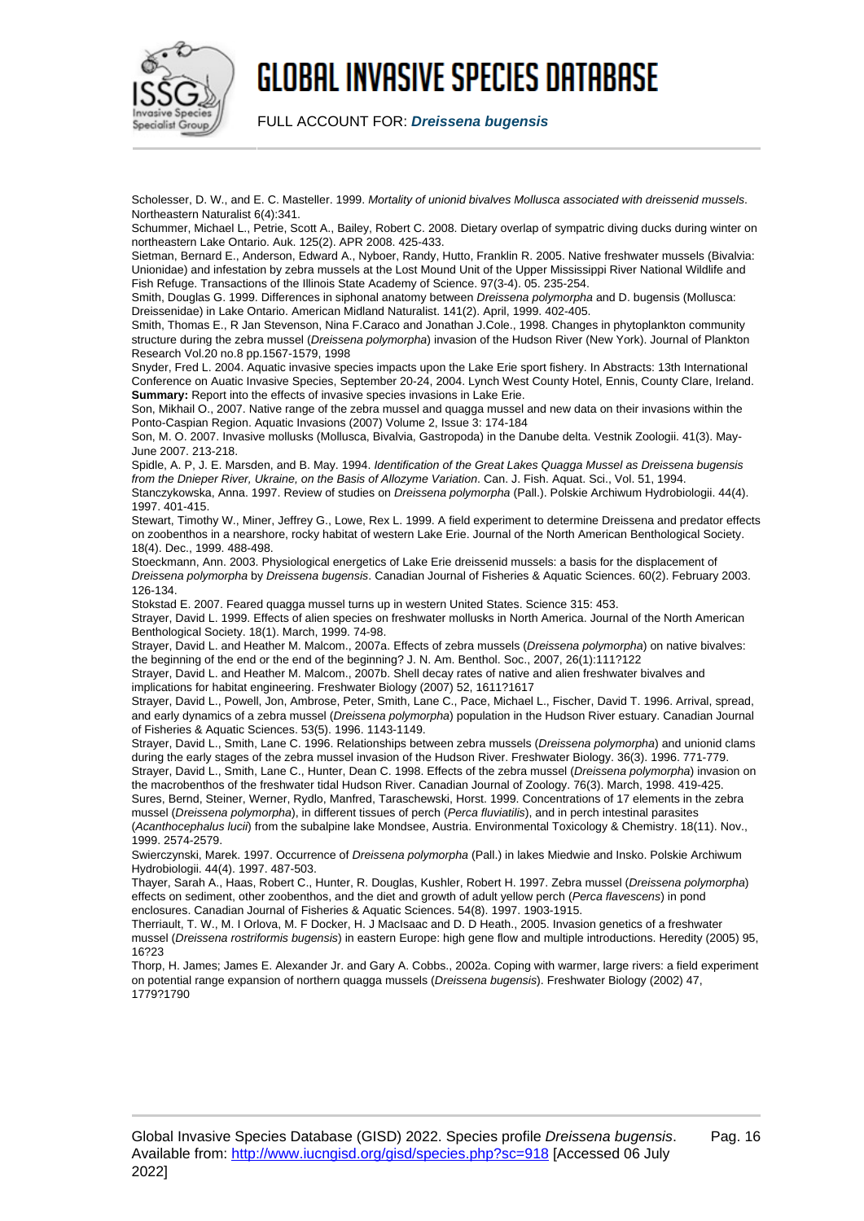Scholesser, D. W., and E. C. Masteller. 1999. *Mortality of unionid bivalves Mollusca associated with dreissenid mussels*. Northeastern Naturalist 6(4):341.

Schummer, Michael L., Petrie, Scott A., Bailey, Robert C. 2008. Dietary overlap of sympatric diving ducks during winter on northeastern Lake Ontario. Auk. 125(2). APR 2008. 425-433.

Sietman, Bernard E., Anderson, Edward A., Nyboer, Randy, Hutto, Franklin R. 2005. Native freshwater mussels (Bivalvia: Unionidae) and infestation by zebra mussels at the Lost Mound Unit of the Upper Mississippi River National Wildlife and Fish Refuge. Transactions of the Illinois State Academy of Science. 97(3-4). 05. 235-254.

Smith, Douglas G. 1999. Differences in siphonal anatomy between *Dreissena polymorpha* and D. bugensis (Mollusca: Dreissenidae) in Lake Ontario. American Midland Naturalist. 141(2). April, 1999. 402-405.

Smith, Thomas E., R Jan Stevenson, Nina F.Caraco and Jonathan J.Cole., 1998. Changes in phytoplankton community structure during the zebra mussel (*Dreissena polymorpha*) invasion of the Hudson River (New York). Journal of Plankton Research Vol.20 no.8 pp.1567-1579, 1998

Snyder, Fred L. 2004. Aquatic invasive species impacts upon the Lake Erie sport fishery. In Abstracts: 13th International Conference on Auatic Invasive Species, September 20-24, 2004. Lynch West County Hotel, Ennis, County Clare, Ireland.
**Summary:** Report into the effects of invasive species invasions in Lake Erie.

Son, Mikhail O., 2007. Native range of the zebra mussel and quagga mussel and new data on their invasions within the Ponto-Caspian Region. Aquatic Invasions (2007) Volume 2, Issue 3: 174-184

Son, M. O. 2007. Invasive mollusks (Mollusca, Bivalvia, Gastropoda) in the Danube delta. Vestnik Zoologii. 41(3). May-June 2007. 213-218.

Spidle, A. P, J. E. Marsden, and B. May. 1994. *Identification of the Great Lakes Quagga Mussel as Dreissena bugensis from the Dnieper River, Ukraine, on the Basis of Allozyme Variation*. Can. J. Fish. Aquat. Sci., Vol. 51, 1994.

Stanczykowska, Anna. 1997. Review of studies on *Dreissena polymorpha* (Pall.). Polskie Archiwum Hydrobiologii. 44(4). 1997. 401-415.

Stewart, Timothy W., Miner, Jeffrey G., Lowe, Rex L. 1999. A field experiment to determine Dreissena and predator effects on zoobenthos in a nearshore, rocky habitat of western Lake Erie. Journal of the North American Benthological Society. 18(4). Dec., 1999. 488-498.

Stoeckmann, Ann. 2003. Physiological energetics of Lake Erie dreissenid mussels: a basis for the displacement of *Dreissena polymorpha* by *Dreissena bugensis*. Canadian Journal of Fisheries & Aquatic Sciences. 60(2). February 2003. 126-134.

Stokstad E. 2007. Feared quagga mussel turns up in western United States. Science 315: 453.

Strayer, David L. 1999. Effects of alien species on freshwater mollusks in North America. Journal of the North American Benthological Society. 18(1). March, 1999. 74-98.

Strayer, David L. and Heather M. Malcom., 2007a. Effects of zebra mussels (*Dreissena polymorpha*) on native bivalves: the beginning of the end or the end of the beginning? J. N. Am. Benthol. Soc., 2007, 26(1):111?122

Strayer, David L. and Heather M. Malcom., 2007b. Shell decay rates of native and alien freshwater bivalves and implications for habitat engineering. Freshwater Biology (2007) 52, 1611?1617

Strayer, David L., Powell, Jon, Ambrose, Peter, Smith, Lane C., Pace, Michael L., Fischer, David T. 1996. Arrival, spread, and early dynamics of a zebra mussel (*Dreissena polymorpha*) population in the Hudson River estuary. Canadian Journal of Fisheries & Aquatic Sciences. 53(5). 1996. 1143-1149.

Strayer, David L., Smith, Lane C. 1996. Relationships between zebra mussels (*Dreissena polymorpha*) and unionid clams during the early stages of the zebra mussel invasion of the Hudson River. Freshwater Biology. 36(3). 1996. 771-779.

Strayer, David L., Smith, Lane C., Hunter, Dean C. 1998. Effects of the zebra mussel (*Dreissena polymorpha*) invasion on the macrobenthos of the freshwater tidal Hudson River. Canadian Journal of Zoology. 76(3). March, 1998. 419-425.

Sures, Bernd, Steiner, Werner, Rydlo, Manfred, Taraschewski, Horst. 1999. Concentrations of 17 elements in the zebra mussel (*Dreissena polymorpha*), in different tissues of perch (*Perca fluviatilis*), and in perch intestinal parasites (*Acanthocephalus lucii*) from the subalpine lake Mondsee, Austria. Environmental Toxicology & Chemistry. 18(11). Nov., 1999. 2574-2579.

Swierczynski, Marek. 1997. Occurrence of *Dreissena polymorpha* (Pall.) in lakes Miedwie and Insko. Polskie Archiwum Hydrobiologii. 44(4). 1997. 487-503.

Thayer, Sarah A., Haas, Robert C., Hunter, R. Douglas, Kushler, Robert H. 1997. Zebra mussel (*Dreissena polymorpha*) effects on sediment, other zoobenthos, and the diet and growth of adult yellow perch (*Perca flavescens*) in pond enclosures. Canadian Journal of Fisheries & Aquatic Sciences. 54(8). 1997. 1903-1915.

Therriault, T. W., M. I Orlova, M. F Docker, H. J MacIsaac and D. D Heath., 2005. Invasion genetics of a freshwater mussel (*Dreissena rostriformis bugensis*) in eastern Europe: high gene flow and multiple introductions. Heredity (2005) 95, 16?23

Thorp, H. James; James E. Alexander Jr. and Gary A. Cobbs., 2002a. Coping with warmer, large rivers: a field experiment on potential range expansion of northern quagga mussels (*Dreissena bugensis*). Freshwater Biology (2002) 47, 1779?1790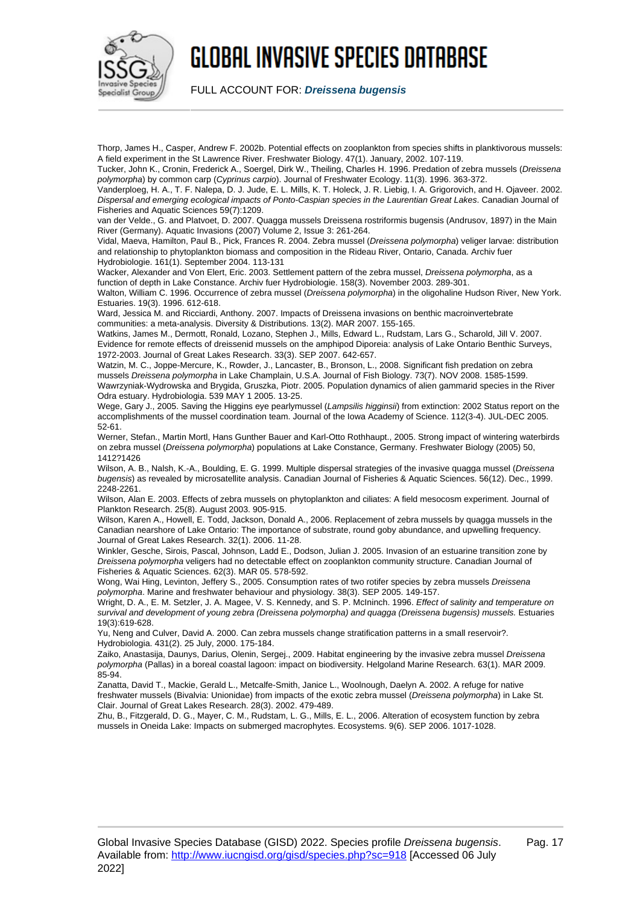Thorp, James H., Casper, Andrew F. 2002b. Potential effects on zooplankton from species shifts in planktivorous mussels: A field experiment in the St Lawrence River. Freshwater Biology. 47(1). January, 2002. 107-119.

Tucker, John K., Cronin, Frederick A., Soergel, Dirk W., Theiling, Charles H. 1996. Predation of zebra mussels (*Dreissena polymorpha*) by common carp (*Cyprinus carpio*). Journal of Freshwater Ecology. 11(3). 1996. 363-372.

Vanderploeg, H. A., T. F. Nalepa, D. J. Jude, E. L. Mills, K. T. Holeck, J. R. Liebig, I. A. Grigorovich, and H. Ojaveer. 2002. *Dispersal and emerging ecological impacts of Ponto-Caspian species in the Laurentian Great Lakes*. Canadian Journal of Fisheries and Aquatic Sciences 59(7):1209.

van der Velde., G. and Platvoet, D. 2007. Quagga mussels Dreissena rostriformis bugensis (Andrusov, 1897) in the Main River (Germany). Aquatic Invasions (2007) Volume 2, Issue 3: 261-264.

Vidal, Maeva, Hamilton, Paul B., Pick, Frances R. 2004. Zebra mussel (*Dreissena polymorpha*) veliger larvae: distribution and relationship to phytoplankton biomass and composition in the Rideau River, Ontario, Canada. Archiv fuer Hydrobiologie. 161(1). September 2004. 113-131

Wacker, Alexander and Von Elert, Eric. 2003. Settlement pattern of the zebra mussel, *Dreissena polymorpha*, as a function of depth in Lake Constance. Archiv fuer Hydrobiologie. 158(3). November 2003. 289-301.

Walton, William C. 1996. Occurrence of zebra mussel (*Dreissena polymorpha*) in the oligohaline Hudson River, New York. Estuaries. 19(3). 1996. 612-618.

Ward, Jessica M. and Ricciardi, Anthony. 2007. Impacts of Dreissena invasions on benthic macroinvertebrate communities: a meta-analysis. Diversity & Distributions. 13(2). MAR 2007. 155-165.

Watkins, James M., Dermott, Ronald, Lozano, Stephen J., Mills, Edward L., Rudstam, Lars G., Scharold, Jill V. 2007. Evidence for remote effects of dreissenid mussels on the amphipod Diporeia: analysis of Lake Ontario Benthic Surveys, 1972-2003. Journal of Great Lakes Research. 33(3). SEP 2007. 642-657.

Watzin, M. C., Joppe-Mercure, K., Rowder, J., Lancaster, B., Bronson, L., 2008. Significant fish predation on zebra mussels *Dreissena polymorpha* in Lake Champlain, U.S.A. Journal of Fish Biology. 73(7). NOV 2008. 1585-1599.

Wawrzyniak-Wydrowska and Brygida, Gruszka, Piotr. 2005. Population dynamics of alien gammarid species in the River Odra estuary. Hydrobiologia. 539 MAY 1 2005. 13-25.

Wege, Gary J., 2005. Saving the Higgins eye pearlymussel (*Lampsilis higginsii*) from extinction: 2002 Status report on the accomplishments of the mussel coordination team. Journal of the Iowa Academy of Science. 112(3-4). JUL-DEC 2005. 52-61.

Werner, Stefan., Martin Mortl, Hans Gunther Bauer and Karl-Otto Rothhaupt., 2005. Strong impact of wintering waterbirds on zebra mussel (*Dreissena polymorpha*) populations at Lake Constance, Germany. Freshwater Biology (2005) 50, 1412?1426

Wilson, A. B., Nalsh, K.-A., Boulding, E. G. 1999. Multiple dispersal strategies of the invasive quagga mussel (*Dreissena bugensis*) as revealed by microsatellite analysis. Canadian Journal of Fisheries & Aquatic Sciences. 56(12). Dec., 1999. 2248-2261.

Wilson, Alan E. 2003. Effects of zebra mussels on phytoplankton and ciliates: A field mesocosm experiment. Journal of Plankton Research. 25(8). August 2003. 905-915.

Wilson, Karen A., Howell, E. Todd, Jackson, Donald A., 2006. Replacement of zebra mussels by quagga mussels in the Canadian nearshore of Lake Ontario: The importance of substrate, round goby abundance, and upwelling frequency. Journal of Great Lakes Research. 32(1). 2006. 11-28.

Winkler, Gesche, Sirois, Pascal, Johnson, Ladd E., Dodson, Julian J. 2005. Invasion of an estuarine transition zone by *Dreissena polymorpha* veligers had no detectable effect on zooplankton community structure. Canadian Journal of Fisheries & Aquatic Sciences. 62(3). MAR 05. 578-592.

Wong, Wai Hing, Levinton, Jeffery S., 2005. Consumption rates of two rotifer species by zebra mussels *Dreissena polymorpha*. Marine and freshwater behaviour and physiology. 38(3). SEP 2005. 149-157.

Wright, D. A., E. M. Setzler, J. A. Magee, V. S. Kennedy, and S. P. McIninch. 1996. *Effect of salinity and temperature on survival and development of young zebra (Dreissena polymorpha) and quagga (Dreissena bugensis) mussels.* Estuaries 19(3):619-628.

Yu, Neng and Culver, David A. 2000. Can zebra mussels change stratification patterns in a small reservoir?. Hydrobiologia. 431(2). 25 July, 2000. 175-184.

Zaiko, Anastasija, Daunys, Darius, Olenin, Sergej., 2009. Habitat engineering by the invasive zebra mussel *Dreissena polymorpha* (Pallas) in a boreal coastal lagoon: impact on biodiversity. Helgoland Marine Research. 63(1). MAR 2009. 85-94.

Zanatta, David T., Mackie, Gerald L., Metcalfe-Smith, Janice L., Woolnough, Daelyn A. 2002. A refuge for native freshwater mussels (Bivalvia: Unionidae) from impacts of the exotic zebra mussel (*Dreissena polymorpha*) in Lake St. Clair. Journal of Great Lakes Research. 28(3). 2002. 479-489.

Zhu, B., Fitzgerald, D. G., Mayer, C. M., Rudstam, L. G., Mills, E. L., 2006. Alteration of ecosystem function by zebra mussels in Oneida Lake: Impacts on submerged macrophytes. Ecosystems. 9(6). SEP 2006. 1017-1028.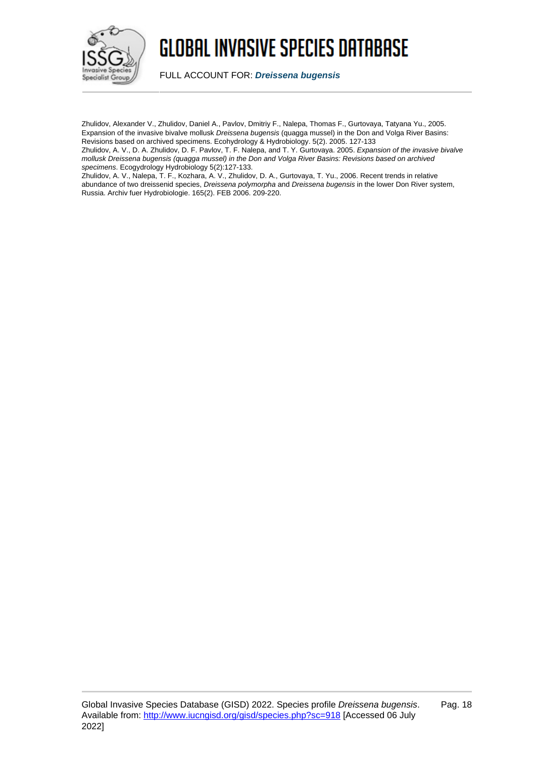Zhulidov, Alexander V., Zhulidov, Daniel A., Pavlov, Dmitriy F., Nalepa, Thomas F., Gurtovaya, Tatyana Yu., 2005. Expansion of the invasive bivalve mollusk *Dreissena bugensis* (quagga mussel) in the Don and Volga River Basins: Revisions based on archived specimens. Ecohydrology & Hydrobiology. 5(2). 2005. 127-133

Zhulidov, A. V., D. A. Zhulidov, D. F. Pavlov, T. F. Nalepa, and T. Y. Gurtovaya. 2005. *Expansion of the invasive bivalve mollusk Dreissena bugensis (quagga mussel) in the Don and Volga River Basins: Revisions based on archived specimens*. Ecogydrology Hydrobiology 5(2):127-133.

Zhulidov, A. V., Nalepa, T. F., Kozhara, A. V., Zhulidov, D. A., Gurtovaya, T. Yu., 2006. Recent trends in relative abundance of two dreissenid species, *Dreissena polymorpha* and *Dreissena bugensis* in the lower Don River system, Russia. Archiv fuer Hydrobiologie. 165(2). FEB 2006. 209-220.